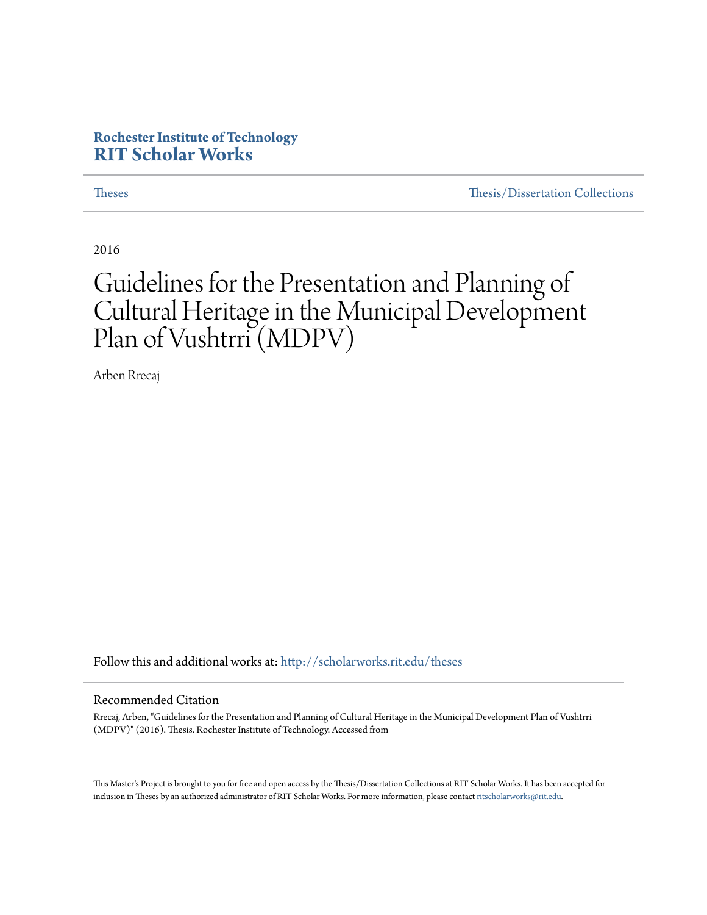**Rochester Institute of Technology**
**RIT Scholar Works**

Theses | Thesis/Dissertation Collections

2016

# Guidelines for the Presentation and Planning of Cultural Heritage in the Municipal Development Plan of Vushtrri (MDPV)

Arben Rrecaj

Follow this and additional works at: http://scholarworks.rit.edu/theses

## Recommended Citation

Rrecaj, Arben, "Guidelines for the Presentation and Planning of Cultural Heritage in the Municipal Development Plan of Vushtrri (MDPV)" (2016). Thesis. Rochester Institute of Technology. Accessed from

This Master's Project is brought to you for free and open access by the Thesis/Dissertation Collections at RIT Scholar Works. It has been accepted for inclusion in Theses by an authorized administrator of RIT Scholar Works. For more information, please contact ritscholarworks@rit.edu.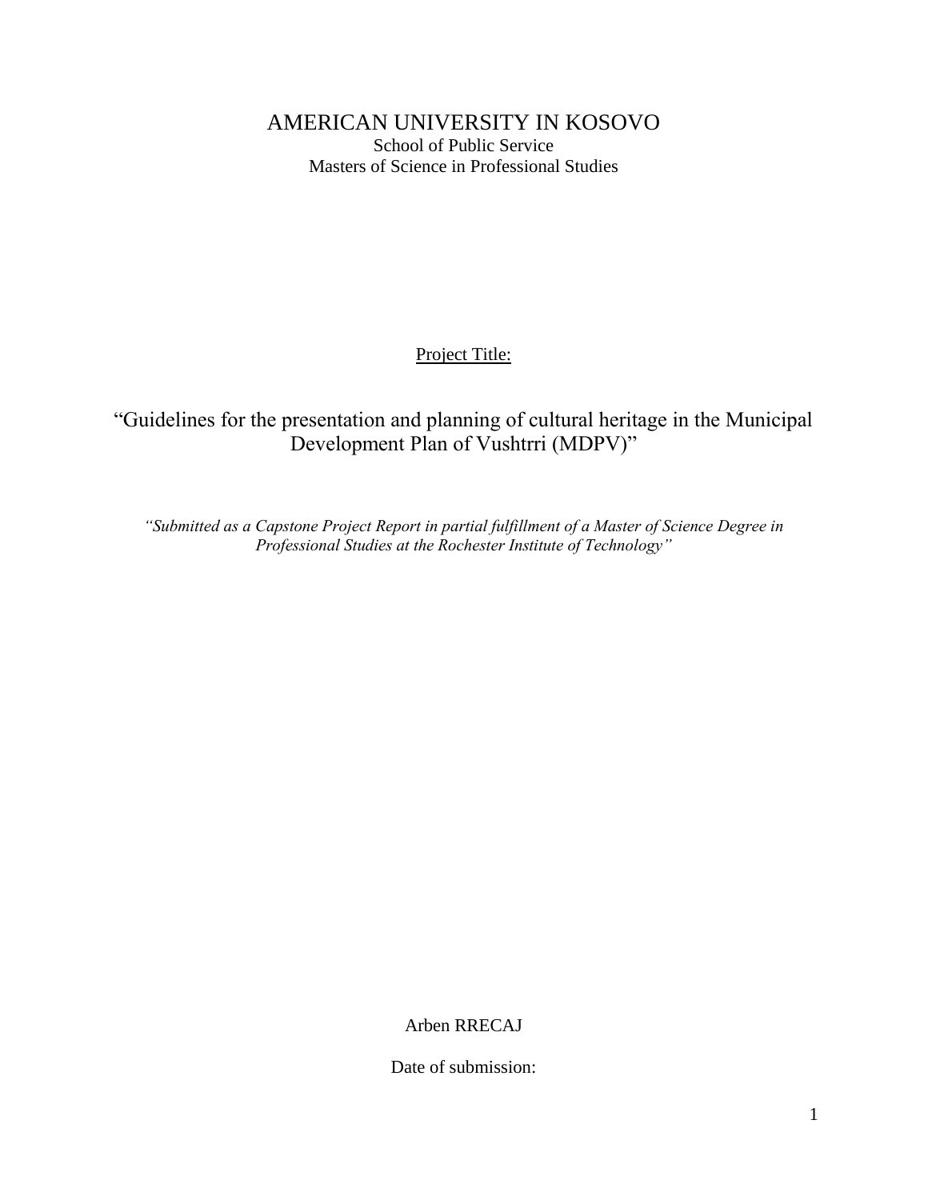AMERICAN UNIVERSITY IN KOSOVO

School of Public Service

Masters of Science in Professional Studies

Project Title:

# "Guidelines for the presentation and planning of cultural heritage in the Municipal Development Plan of Vushtrri (MDPV)"

*"Submitted as a Capstone Project Report in partial fulfillment of a Master of Science Degree in Professional Studies at the Rochester Institute of Technology"*

Arben RRECAJ

Date of submission: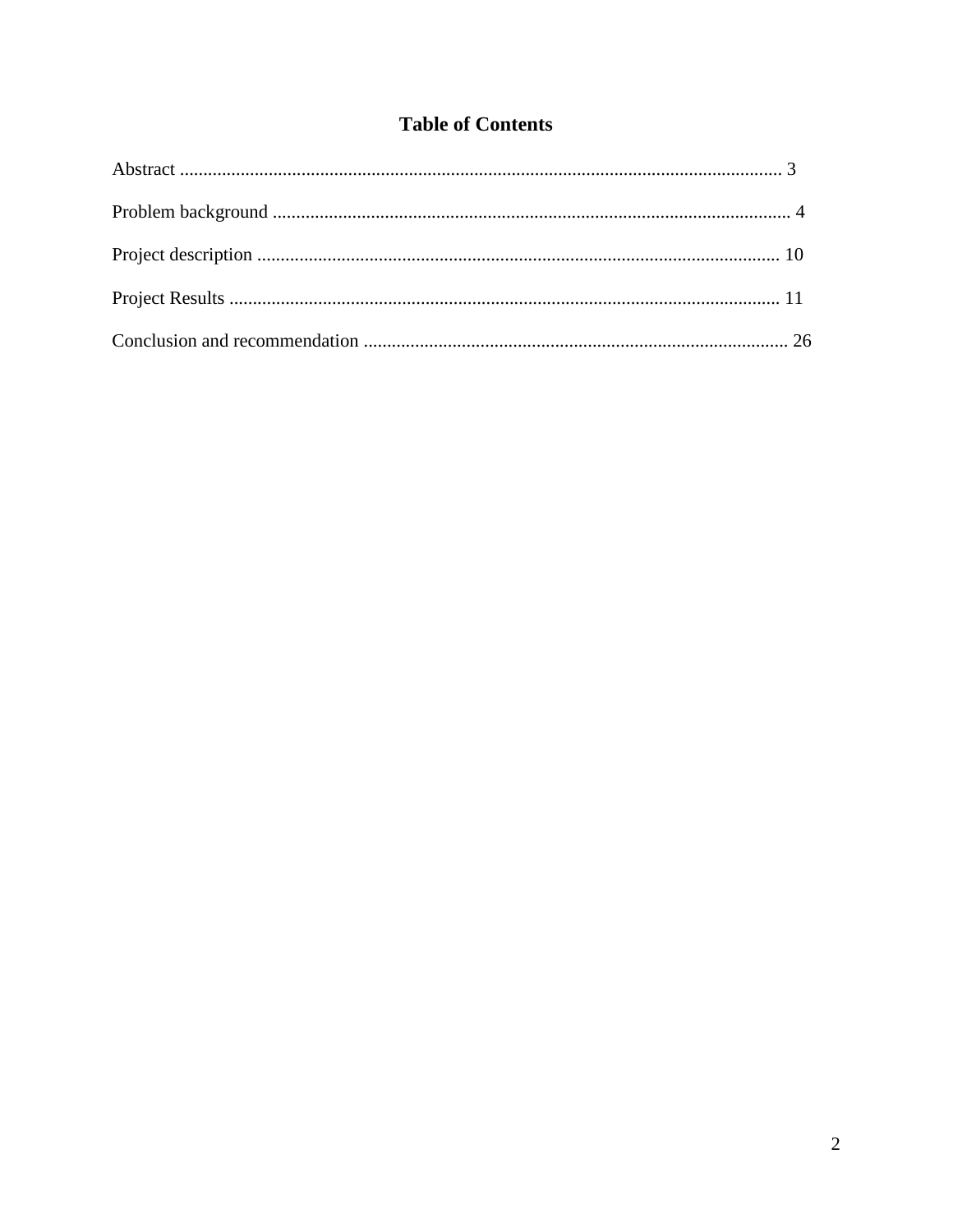# Table of Contents

Abstract ................................................................................................................................ 3

Problem background ............................................................................................................. 4

Project description ............................................................................................................... 10

Project Results ..................................................................................................................... 11

Conclusion and recommendation ........................................................................................... 26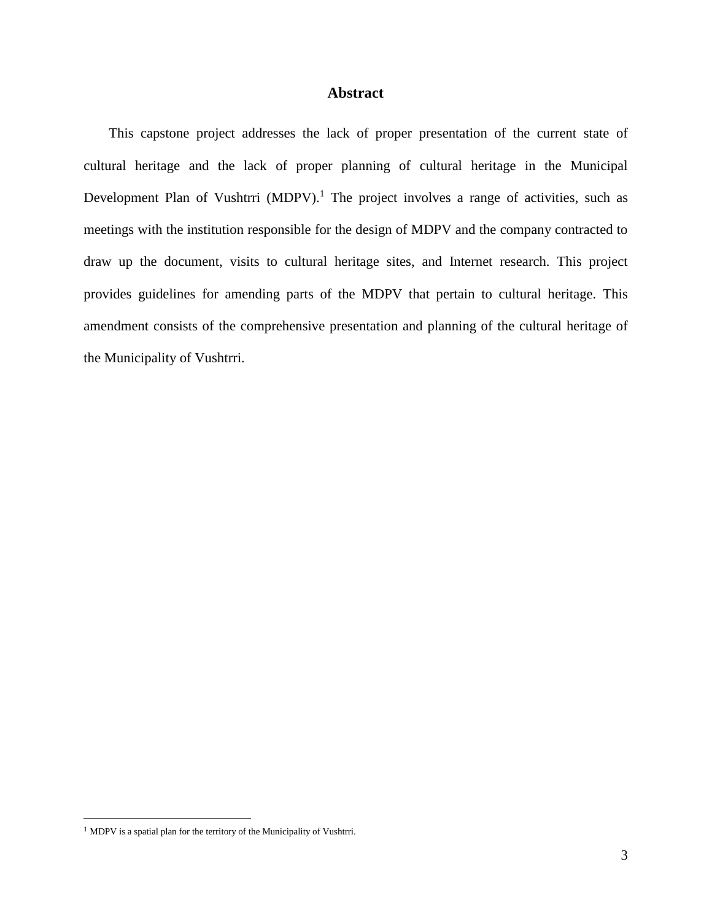# Abstract

This capstone project addresses the lack of proper presentation of the current state of cultural heritage and the lack of proper planning of cultural heritage in the Municipal Development Plan of Vushtrri (MDPV).[1] The project involves a range of activities, such as meetings with the institution responsible for the design of MDPV and the company contracted to draw up the document, visits to cultural heritage sites, and Internet research. This project provides guidelines for amending parts of the MDPV that pertain to cultural heritage. This amendment consists of the comprehensive presentation and planning of the cultural heritage of the Municipality of Vushtrri.

---

[1] MDPV is a spatial plan for the territory of the Municipality of Vushtrri.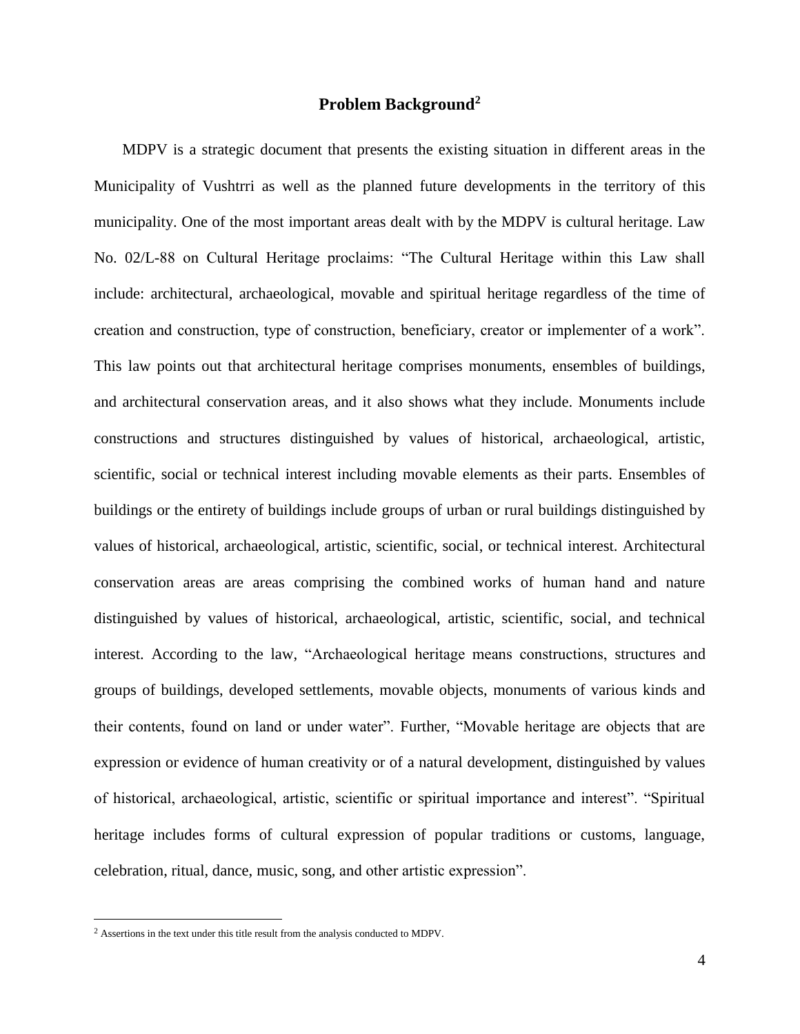## Problem Background[2]

MDPV is a strategic document that presents the existing situation in different areas in the Municipality of Vushtrri as well as the planned future developments in the territory of this municipality. One of the most important areas dealt with by the MDPV is cultural heritage. Law No. 02/L-88 on Cultural Heritage proclaims: "The Cultural Heritage within this Law shall include: architectural, archaeological, movable and spiritual heritage regardless of the time of creation and construction, type of construction, beneficiary, creator or implementer of a work". This law points out that architectural heritage comprises monuments, ensembles of buildings, and architectural conservation areas, and it also shows what they include. Monuments include constructions and structures distinguished by values of historical, archaeological, artistic, scientific, social or technical interest including movable elements as their parts. Ensembles of buildings or the entirety of buildings include groups of urban or rural buildings distinguished by values of historical, archaeological, artistic, scientific, social, or technical interest. Architectural conservation areas are areas comprising the combined works of human hand and nature distinguished by values of historical, archaeological, artistic, scientific, social, and technical interest. According to the law, "Archaeological heritage means constructions, structures and groups of buildings, developed settlements, movable objects, monuments of various kinds and their contents, found on land or under water". Further, "Movable heritage are objects that are expression or evidence of human creativity or of a natural development, distinguished by values of historical, archaeological, artistic, scientific or spiritual importance and interest". "Spiritual heritage includes forms of cultural expression of popular traditions or customs, language, celebration, ritual, dance, music, song, and other artistic expression".

[2] Assertions in the text under this title result from the analysis conducted to MDPV.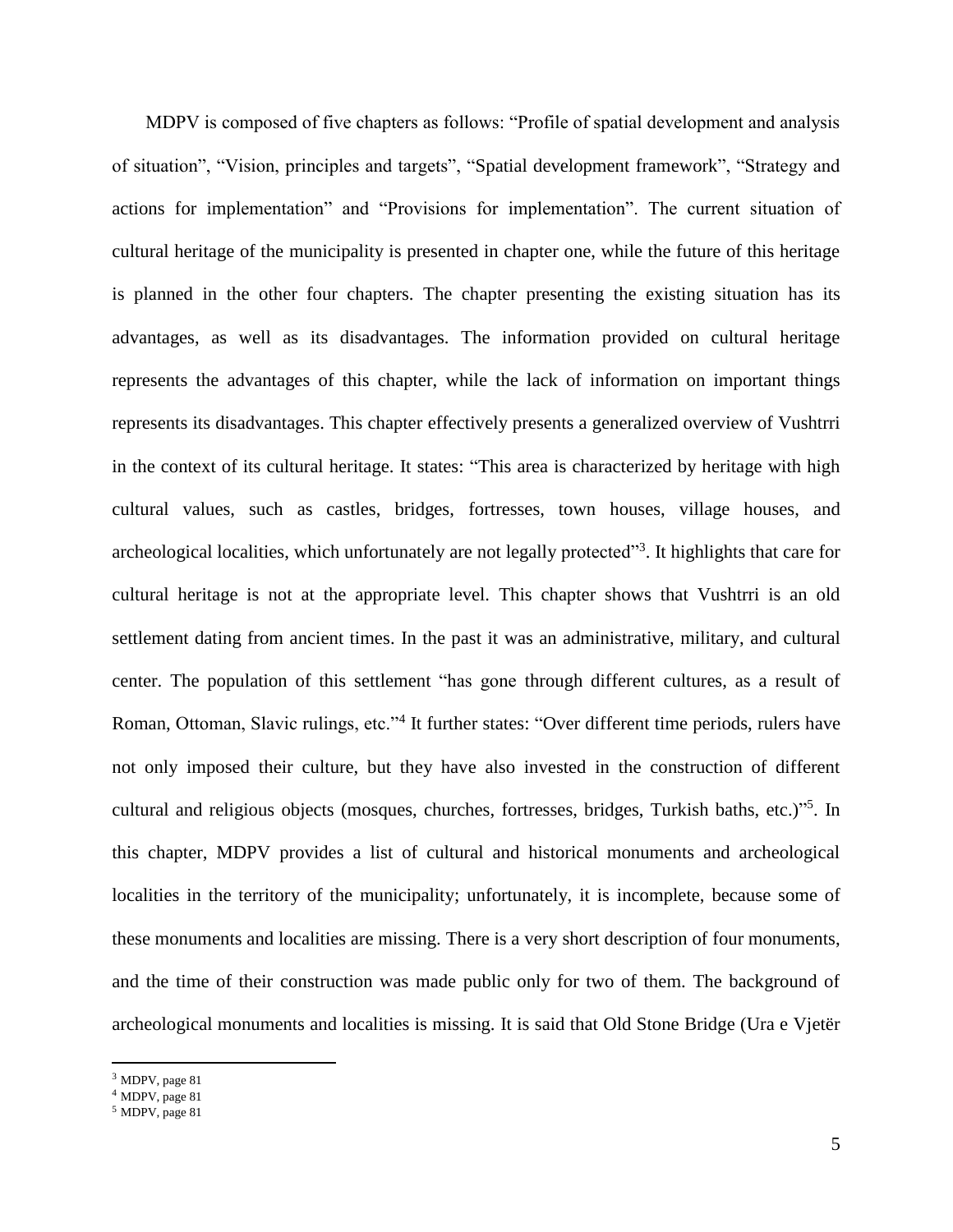MDPV is composed of five chapters as follows: "Profile of spatial development and analysis of situation", "Vision, principles and targets", "Spatial development framework", "Strategy and actions for implementation" and "Provisions for implementation". The current situation of cultural heritage of the municipality is presented in chapter one, while the future of this heritage is planned in the other four chapters. The chapter presenting the existing situation has its advantages, as well as its disadvantages. The information provided on cultural heritage represents the advantages of this chapter, while the lack of information on important things represents its disadvantages. This chapter effectively presents a generalized overview of Vushtrri in the context of its cultural heritage. It states: "This area is characterized by heritage with high cultural values, such as castles, bridges, fortresses, town houses, village houses, and archeological localities, which unfortunately are not legally protected"[3]. It highlights that care for cultural heritage is not at the appropriate level. This chapter shows that Vushtrri is an old settlement dating from ancient times. In the past it was an administrative, military, and cultural center. The population of this settlement "has gone through different cultures, as a result of Roman, Ottoman, Slavic rulings, etc."[4] It further states: "Over different time periods, rulers have not only imposed their culture, but they have also invested in the construction of different cultural and religious objects (mosques, churches, fortresses, bridges, Turkish baths, etc.)"[5]. In this chapter, MDPV provides a list of cultural and historical monuments and archeological localities in the territory of the municipality; unfortunately, it is incomplete, because some of these monuments and localities are missing. There is a very short description of four monuments, and the time of their construction was made public only for two of them. The background of archeological monuments and localities is missing. It is said that Old Stone Bridge (Ura e Vjetër

[3] MDPV, page 81

[4] MDPV, page 81

[5] MDPV, page 81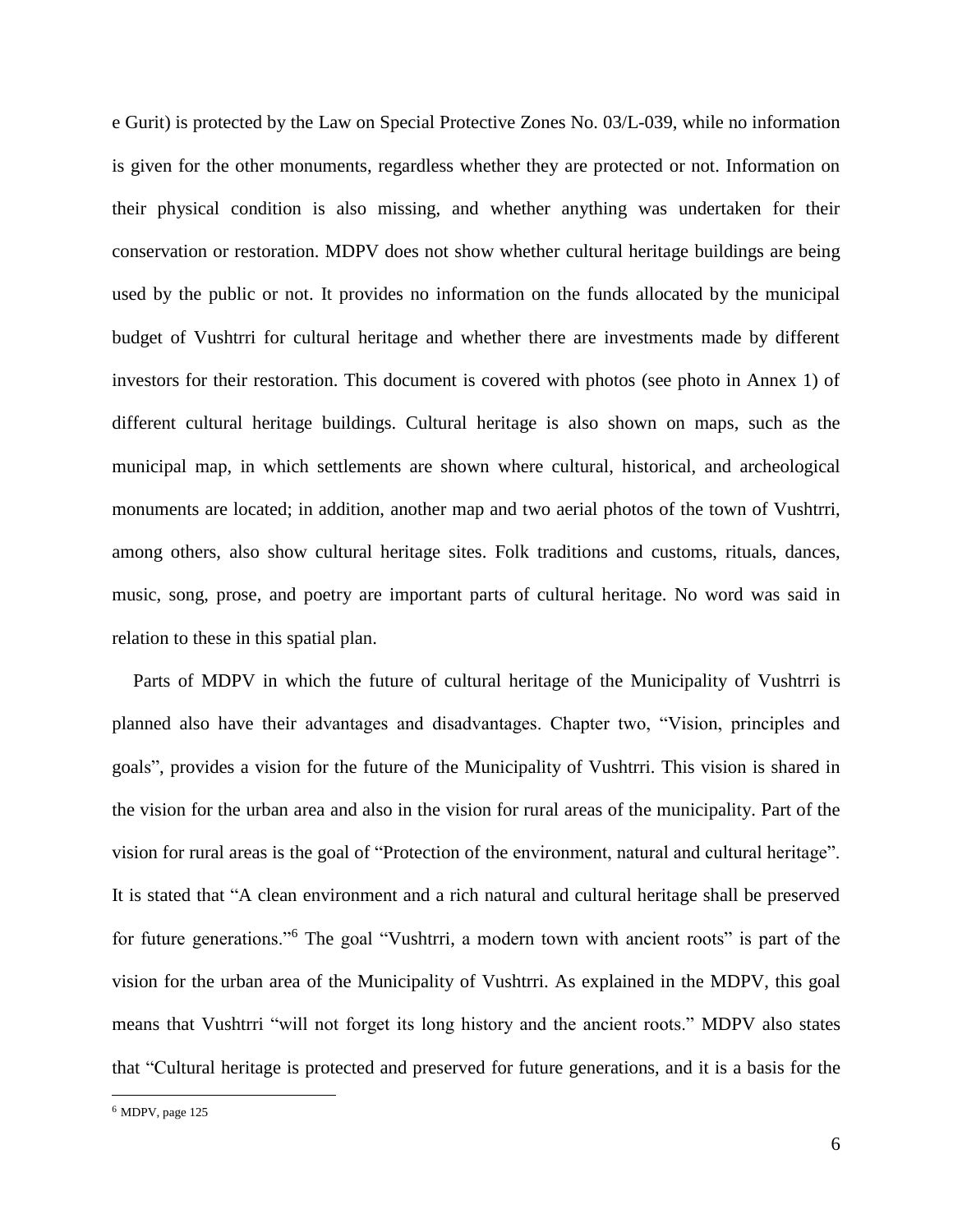e Gurit) is protected by the Law on Special Protective Zones No. 03/L-039, while no information is given for the other monuments, regardless whether they are protected or not. Information on their physical condition is also missing, and whether anything was undertaken for their conservation or restoration. MDPV does not show whether cultural heritage buildings are being used by the public or not. It provides no information on the funds allocated by the municipal budget of Vushtrri for cultural heritage and whether there are investments made by different investors for their restoration. This document is covered with photos (see photo in Annex 1) of different cultural heritage buildings. Cultural heritage is also shown on maps, such as the municipal map, in which settlements are shown where cultural, historical, and archeological monuments are located; in addition, another map and two aerial photos of the town of Vushtrri, among others, also show cultural heritage sites. Folk traditions and customs, rituals, dances, music, song, prose, and poetry are important parts of cultural heritage. No word was said in relation to these in this spatial plan.

Parts of MDPV in which the future of cultural heritage of the Municipality of Vushtrri is planned also have their advantages and disadvantages. Chapter two, "Vision, principles and goals", provides a vision for the future of the Municipality of Vushtrri. This vision is shared in the vision for the urban area and also in the vision for rural areas of the municipality. Part of the vision for rural areas is the goal of "Protection of the environment, natural and cultural heritage". It is stated that "A clean environment and a rich natural and cultural heritage shall be preserved for future generations."[6] The goal "Vushtrri, a modern town with ancient roots" is part of the vision for the urban area of the Municipality of Vushtrri. As explained in the MDPV, this goal means that Vushtrri "will not forget its long history and the ancient roots." MDPV also states that "Cultural heritage is protected and preserved for future generations, and it is a basis for the

---

[6] MDPV, page 125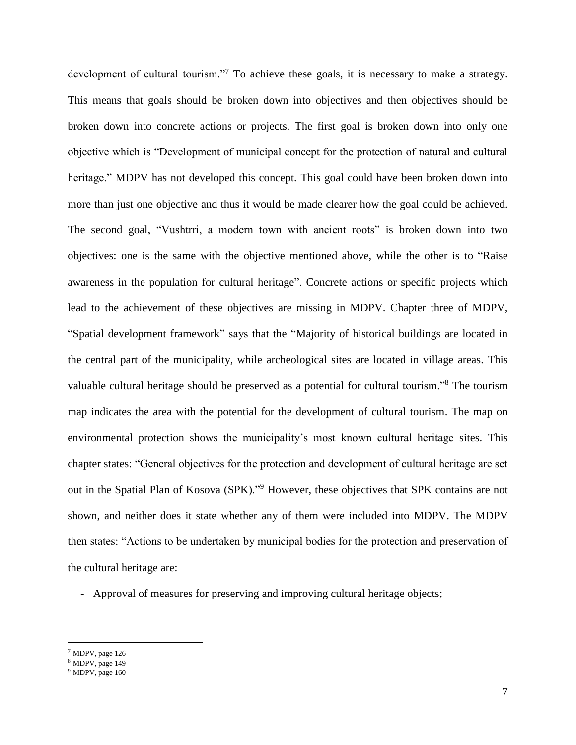development of cultural tourism."[7] To achieve these goals, it is necessary to make a strategy. This means that goals should be broken down into objectives and then objectives should be broken down into concrete actions or projects. The first goal is broken down into only one objective which is "Development of municipal concept for the protection of natural and cultural heritage." MDPV has not developed this concept. This goal could have been broken down into more than just one objective and thus it would be made clearer how the goal could be achieved. The second goal, "Vushtrri, a modern town with ancient roots" is broken down into two objectives: one is the same with the objective mentioned above, while the other is to "Raise awareness in the population for cultural heritage". Concrete actions or specific projects which lead to the achievement of these objectives are missing in MDPV. Chapter three of MDPV, "Spatial development framework" says that the "Majority of historical buildings are located in the central part of the municipality, while archeological sites are located in village areas. This valuable cultural heritage should be preserved as a potential for cultural tourism."[8] The tourism map indicates the area with the potential for the development of cultural tourism. The map on environmental protection shows the municipality's most known cultural heritage sites. This chapter states: "General objectives for the protection and development of cultural heritage are set out in the Spatial Plan of Kosova (SPK)."[9] However, these objectives that SPK contains are not shown, and neither does it state whether any of them were included into MDPV. The MDPV then states: "Actions to be undertaken by municipal bodies for the protection and preservation of the cultural heritage are:

- Approval of measures for preserving and improving cultural heritage objects;

---

[7] MDPV, page 126
[8] MDPV, page 149
[9] MDPV, page 160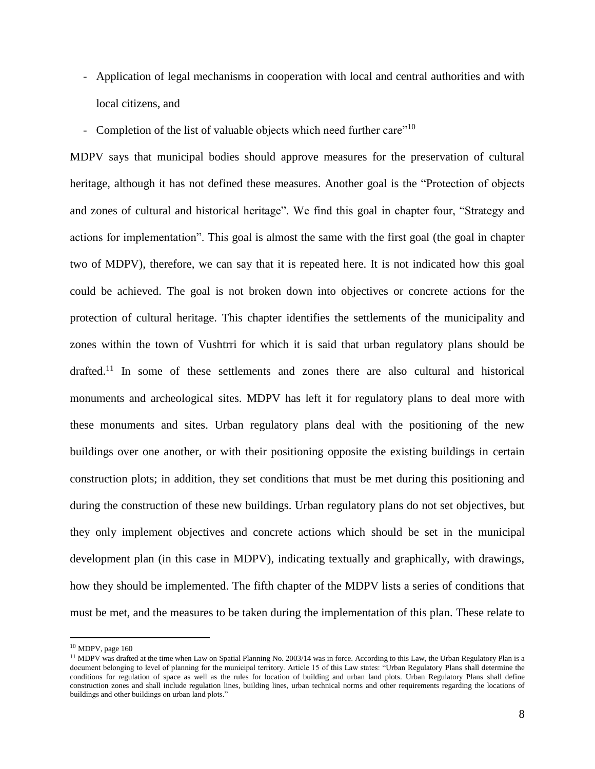- Application of legal mechanisms in cooperation with local and central authorities and with local citizens, and
- Completion of the list of valuable objects which need further care"[10]

MDPV says that municipal bodies should approve measures for the preservation of cultural heritage, although it has not defined these measures. Another goal is the "Protection of objects and zones of cultural and historical heritage". We find this goal in chapter four, "Strategy and actions for implementation". This goal is almost the same with the first goal (the goal in chapter two of MDPV), therefore, we can say that it is repeated here. It is not indicated how this goal could be achieved. The goal is not broken down into objectives or concrete actions for the protection of cultural heritage. This chapter identifies the settlements of the municipality and zones within the town of Vushtrri for which it is said that urban regulatory plans should be drafted.[11] In some of these settlements and zones there are also cultural and historical monuments and archeological sites. MDPV has left it for regulatory plans to deal more with these monuments and sites. Urban regulatory plans deal with the positioning of the new buildings over one another, or with their positioning opposite the existing buildings in certain construction plots; in addition, they set conditions that must be met during this positioning and during the construction of these new buildings. Urban regulatory plans do not set objectives, but they only implement objectives and concrete actions which should be set in the municipal development plan (in this case in MDPV), indicating textually and graphically, with drawings, how they should be implemented. The fifth chapter of the MDPV lists a series of conditions that must be met, and the measures to be taken during the implementation of this plan. These relate to

[10] MDPV, page 160

[11] MDPV was drafted at the time when Law on Spatial Planning No. 2003/14 was in force. According to this Law, the Urban Regulatory Plan is a document belonging to level of planning for the municipal territory. Article 15 of this Law states: "Urban Regulatory Plans shall determine the conditions for regulation of space as well as the rules for location of building and urban land plots. Urban Regulatory Plans shall define construction zones and shall include regulation lines, building lines, urban technical norms and other requirements regarding the locations of buildings and other buildings on urban land plots."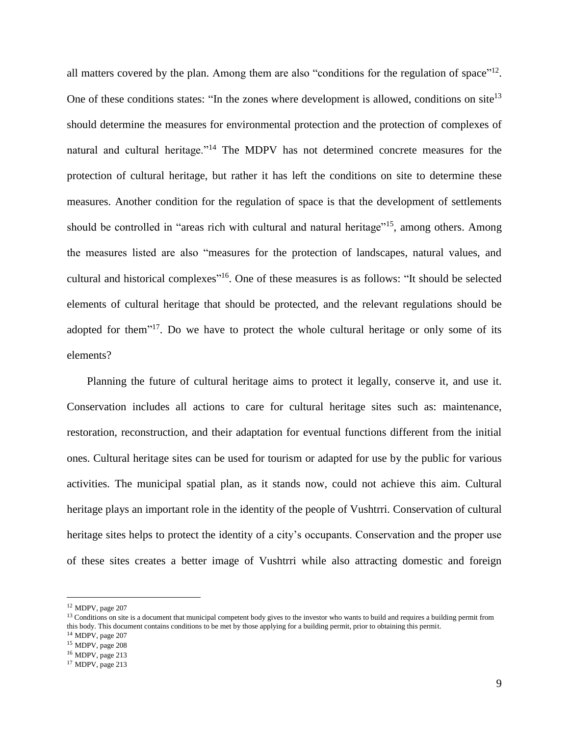all matters covered by the plan. Among them are also "conditions for the regulation of space"[12]. One of these conditions states: "In the zones where development is allowed, conditions on site[13] should determine the measures for environmental protection and the protection of complexes of natural and cultural heritage."[14] The MDPV has not determined concrete measures for the protection of cultural heritage, but rather it has left the conditions on site to determine these measures. Another condition for the regulation of space is that the development of settlements should be controlled in "areas rich with cultural and natural heritage"[15], among others. Among the measures listed are also "measures for the protection of landscapes, natural values, and cultural and historical complexes"[16]. One of these measures is as follows: "It should be selected elements of cultural heritage that should be protected, and the relevant regulations should be adopted for them"[17]. Do we have to protect the whole cultural heritage or only some of its elements?

Planning the future of cultural heritage aims to protect it legally, conserve it, and use it. Conservation includes all actions to care for cultural heritage sites such as: maintenance, restoration, reconstruction, and their adaptation for eventual functions different from the initial ones. Cultural heritage sites can be used for tourism or adapted for use by the public for various activities. The municipal spatial plan, as it stands now, could not achieve this aim. Cultural heritage plays an important role in the identity of the people of Vushtrri. Conservation of cultural heritage sites helps to protect the identity of a city's occupants. Conservation and the proper use of these sites creates a better image of Vushtrri while also attracting domestic and foreign

---

[12] MDPV, page 207

[13] Conditions on site is a document that municipal competent body gives to the investor who wants to build and requires a building permit from this body. This document contains conditions to be met by those applying for a building permit, prior to obtaining this permit.

[14] MDPV, page 207

[15] MDPV, page 208

[16] MDPV, page 213

[17] MDPV, page 213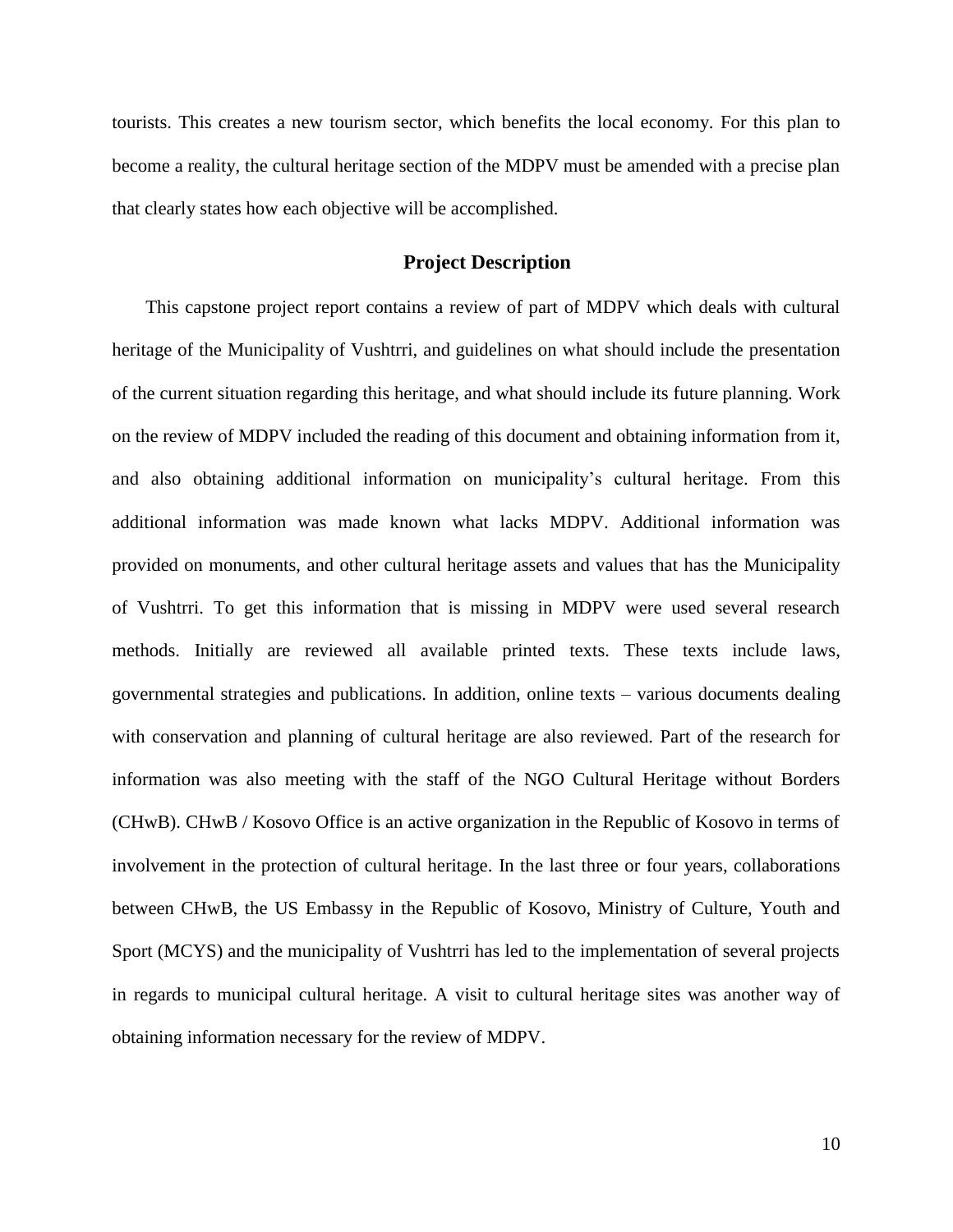tourists. This creates a new tourism sector, which benefits the local economy. For this plan to become a reality, the cultural heritage section of the MDPV must be amended with a precise plan that clearly states how each objective will be accomplished.

## Project Description

This capstone project report contains a review of part of MDPV which deals with cultural heritage of the Municipality of Vushtrri, and guidelines on what should include the presentation of the current situation regarding this heritage, and what should include its future planning. Work on the review of MDPV included the reading of this document and obtaining information from it, and also obtaining additional information on municipality's cultural heritage. From this additional information was made known what lacks MDPV. Additional information was provided on monuments, and other cultural heritage assets and values that has the Municipality of Vushtrri. To get this information that is missing in MDPV were used several research methods. Initially are reviewed all available printed texts. These texts include laws, governmental strategies and publications. In addition, online texts – various documents dealing with conservation and planning of cultural heritage are also reviewed. Part of the research for information was also meeting with the staff of the NGO Cultural Heritage without Borders (CHwB). CHwB / Kosovo Office is an active organization in the Republic of Kosovo in terms of involvement in the protection of cultural heritage. In the last three or four years, collaborations between CHwB, the US Embassy in the Republic of Kosovo, Ministry of Culture, Youth and Sport (MCYS) and the municipality of Vushtrri has led to the implementation of several projects in regards to municipal cultural heritage. A visit to cultural heritage sites was another way of obtaining information necessary for the review of MDPV.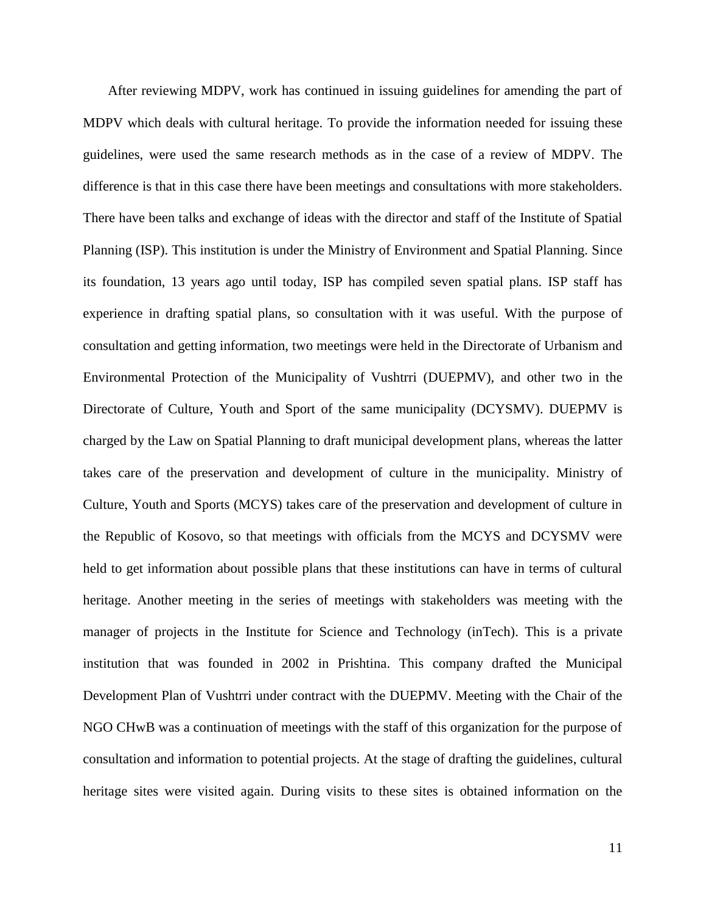After reviewing MDPV, work has continued in issuing guidelines for amending the part of MDPV which deals with cultural heritage. To provide the information needed for issuing these guidelines, were used the same research methods as in the case of a review of MDPV. The difference is that in this case there have been meetings and consultations with more stakeholders. There have been talks and exchange of ideas with the director and staff of the Institute of Spatial Planning (ISP). This institution is under the Ministry of Environment and Spatial Planning. Since its foundation, 13 years ago until today, ISP has compiled seven spatial plans. ISP staff has experience in drafting spatial plans, so consultation with it was useful. With the purpose of consultation and getting information, two meetings were held in the Directorate of Urbanism and Environmental Protection of the Municipality of Vushtrri (DUEPMV), and other two in the Directorate of Culture, Youth and Sport of the same municipality (DCYSMV). DUEPMV is charged by the Law on Spatial Planning to draft municipal development plans, whereas the latter takes care of the preservation and development of culture in the municipality. Ministry of Culture, Youth and Sports (MCYS) takes care of the preservation and development of culture in the Republic of Kosovo, so that meetings with officials from the MCYS and DCYSMV were held to get information about possible plans that these institutions can have in terms of cultural heritage. Another meeting in the series of meetings with stakeholders was meeting with the manager of projects in the Institute for Science and Technology (inTech). This is a private institution that was founded in 2002 in Prishtina. This company drafted the Municipal Development Plan of Vushtrri under contract with the DUEPMV. Meeting with the Chair of the NGO CHwB was a continuation of meetings with the staff of this organization for the purpose of consultation and information to potential projects. At the stage of drafting the guidelines, cultural heritage sites were visited again. During visits to these sites is obtained information on the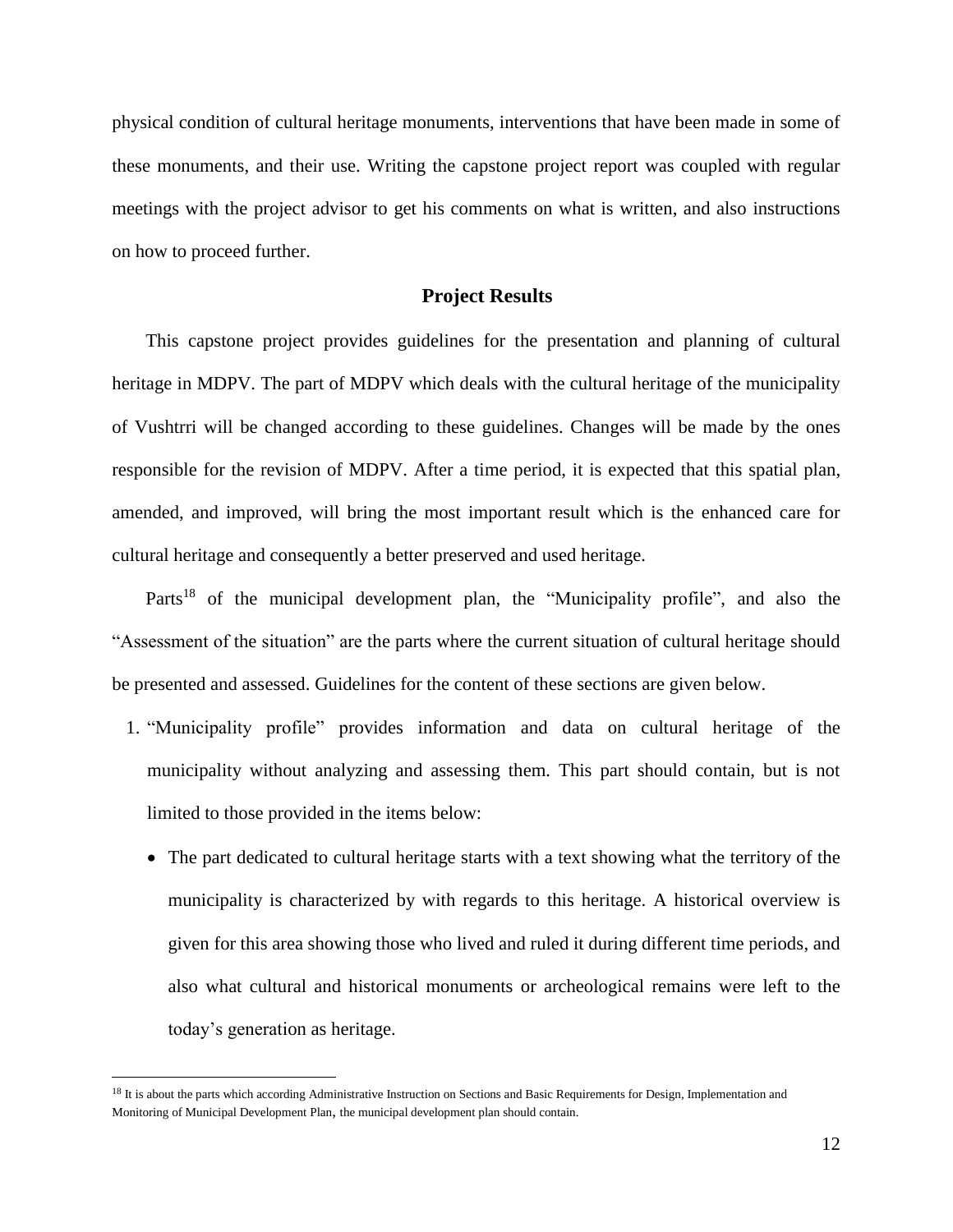physical condition of cultural heritage monuments, interventions that have been made in some of these monuments, and their use. Writing the capstone project report was coupled with regular meetings with the project advisor to get his comments on what is written, and also instructions on how to proceed further.

## Project Results

This capstone project provides guidelines for the presentation and planning of cultural heritage in MDPV. The part of MDPV which deals with the cultural heritage of the municipality of Vushtrri will be changed according to these guidelines. Changes will be made by the ones responsible for the revision of MDPV. After a time period, it is expected that this spatial plan, amended, and improved, will bring the most important result which is the enhanced care for cultural heritage and consequently a better preserved and used heritage.

Parts[18] of the municipal development plan, the "Municipality profile", and also the "Assessment of the situation" are the parts where the current situation of cultural heritage should be presented and assessed. Guidelines for the content of these sections are given below.

1. "Municipality profile" provides information and data on cultural heritage of the municipality without analyzing and assessing them. This part should contain, but is not limited to those provided in the items below:
   - The part dedicated to cultural heritage starts with a text showing what the territory of the municipality is characterized by with regards to this heritage. A historical overview is given for this area showing those who lived and ruled it during different time periods, and also what cultural and historical monuments or archeological remains were left to the today's generation as heritage.

[18] It is about the parts which according Administrative Instruction on Sections and Basic Requirements for Design, Implementation and Monitoring of Municipal Development Plan, the municipal development plan should contain.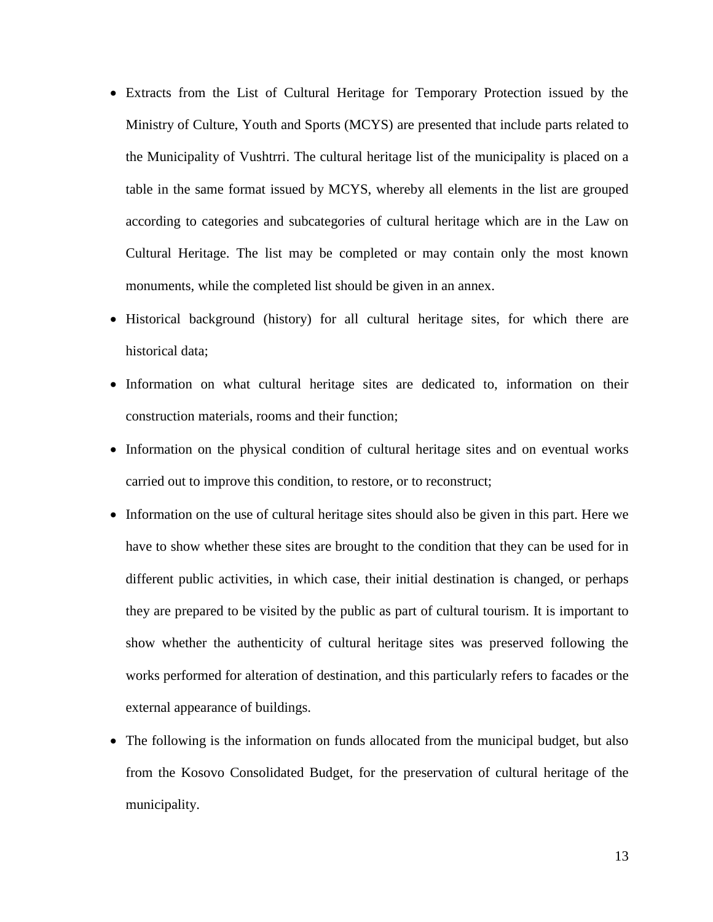- Extracts from the List of Cultural Heritage for Temporary Protection issued by the Ministry of Culture, Youth and Sports (MCYS) are presented that include parts related to the Municipality of Vushtrri. The cultural heritage list of the municipality is placed on a table in the same format issued by MCYS, whereby all elements in the list are grouped according to categories and subcategories of cultural heritage which are in the Law on Cultural Heritage. The list may be completed or may contain only the most known monuments, while the completed list should be given in an annex.
- Historical background (history) for all cultural heritage sites, for which there are historical data;
- Information on what cultural heritage sites are dedicated to, information on their construction materials, rooms and their function;
- Information on the physical condition of cultural heritage sites and on eventual works carried out to improve this condition, to restore, or to reconstruct;
- Information on the use of cultural heritage sites should also be given in this part. Here we have to show whether these sites are brought to the condition that they can be used for in different public activities, in which case, their initial destination is changed, or perhaps they are prepared to be visited by the public as part of cultural tourism. It is important to show whether the authenticity of cultural heritage sites was preserved following the works performed for alteration of destination, and this particularly refers to facades or the external appearance of buildings.
- The following is the information on funds allocated from the municipal budget, but also from the Kosovo Consolidated Budget, for the preservation of cultural heritage of the municipality.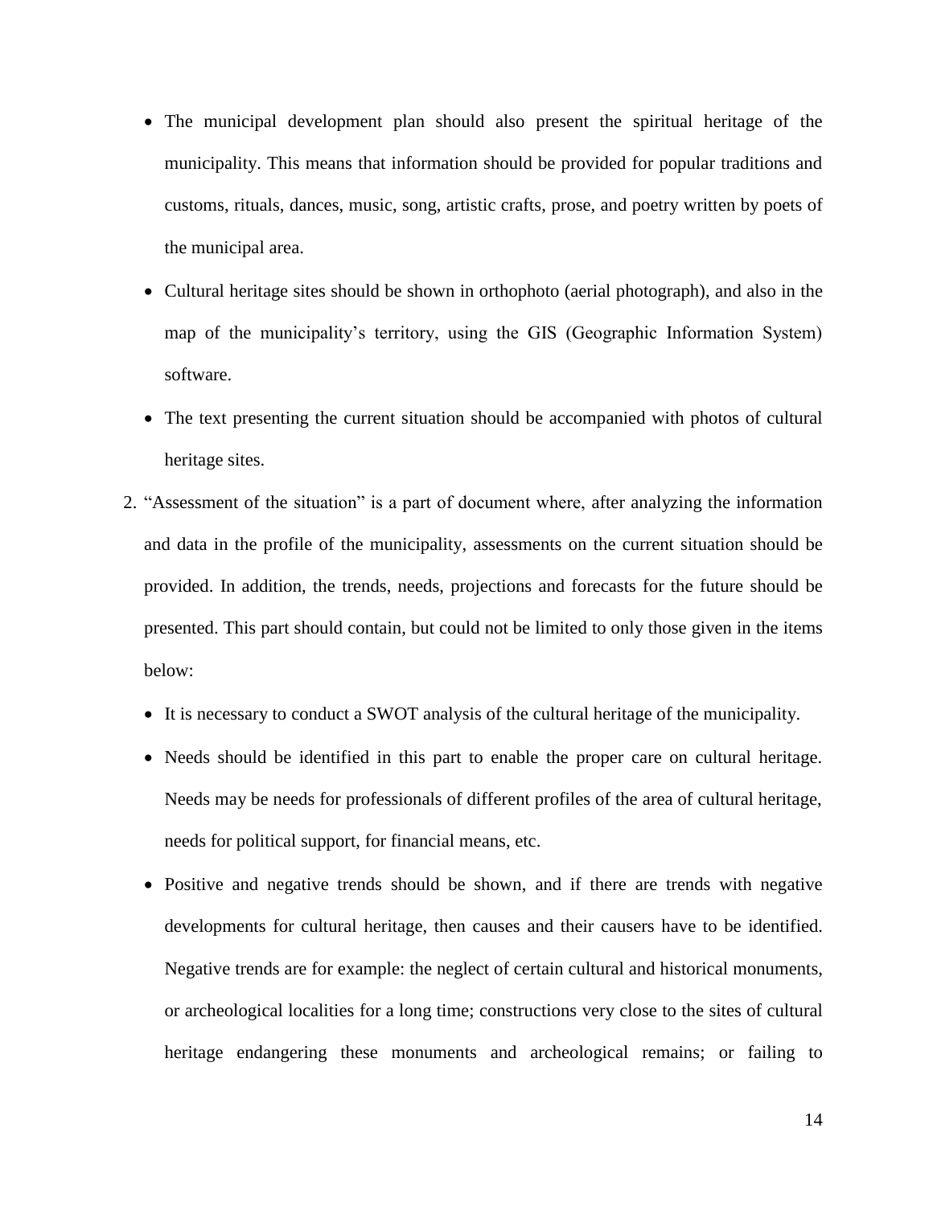- The municipal development plan should also present the spiritual heritage of the municipality. This means that information should be provided for popular traditions and customs, rituals, dances, music, song, artistic crafts, prose, and poetry written by poets of the municipal area.
- Cultural heritage sites should be shown in orthophoto (aerial photograph), and also in the map of the municipality's territory, using the GIS (Geographic Information System) software.
- The text presenting the current situation should be accompanied with photos of cultural heritage sites.

2. "Assessment of the situation" is a part of document where, after analyzing the information and data in the profile of the municipality, assessments on the current situation should be provided. In addition, the trends, needs, projections and forecasts for the future should be presented. This part should contain, but could not be limited to only those given in the items below:
   - It is necessary to conduct a SWOT analysis of the cultural heritage of the municipality.
   - Needs should be identified in this part to enable the proper care on cultural heritage. Needs may be needs for professionals of different profiles of the area of cultural heritage, needs for political support, for financial means, etc.
   - Positive and negative trends should be shown, and if there are trends with negative developments for cultural heritage, then causes and their causers have to be identified. Negative trends are for example: the neglect of certain cultural and historical monuments, or archeological localities for a long time; constructions very close to the sites of cultural heritage endangering these monuments and archeological remains; or failing to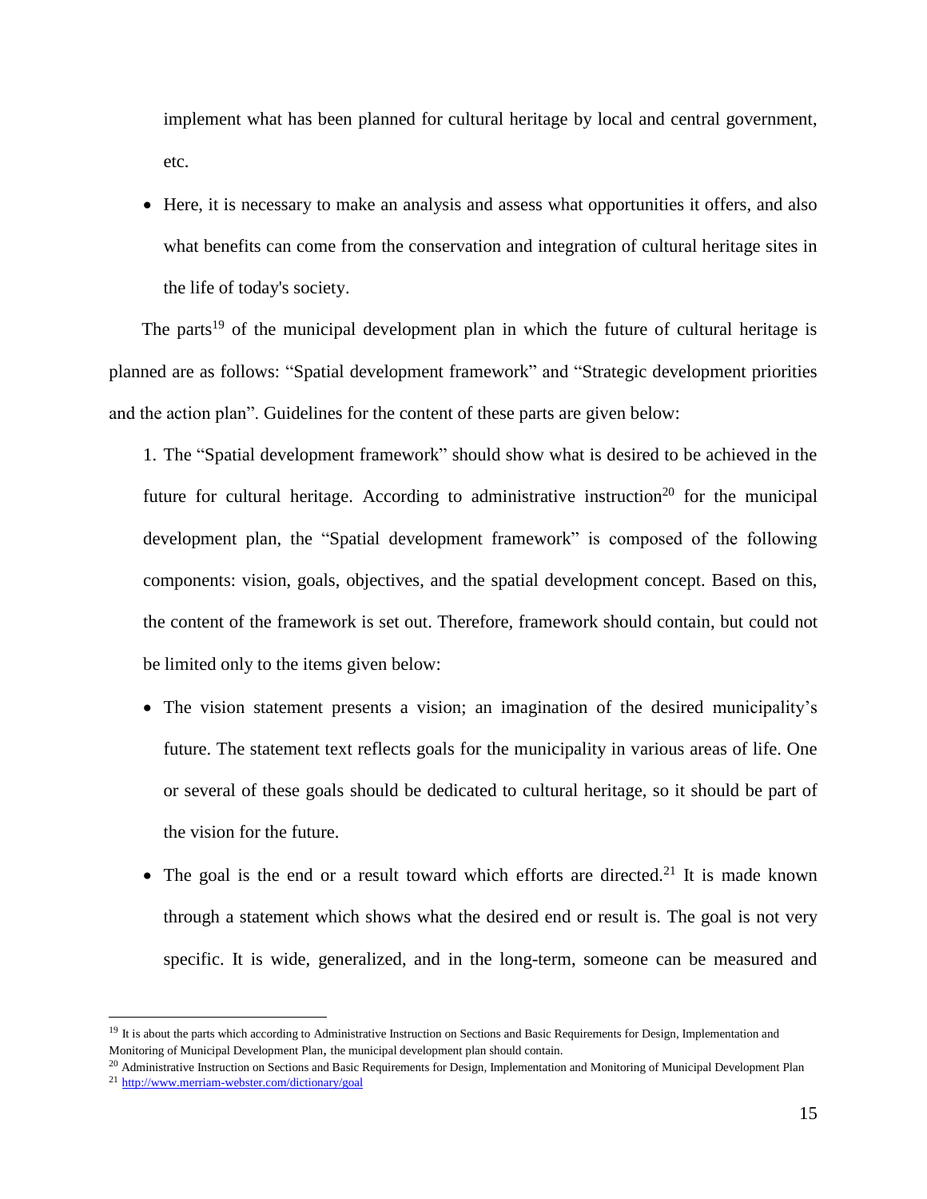implement what has been planned for cultural heritage by local and central government, etc.

- Here, it is necessary to make an analysis and assess what opportunities it offers, and also what benefits can come from the conservation and integration of cultural heritage sites in the life of today's society.

The parts[19] of the municipal development plan in which the future of cultural heritage is planned are as follows: "Spatial development framework" and "Strategic development priorities and the action plan". Guidelines for the content of these parts are given below:

1. The "Spatial development framework" should show what is desired to be achieved in the future for cultural heritage. According to administrative instruction[20] for the municipal development plan, the "Spatial development framework" is composed of the following components: vision, goals, objectives, and the spatial development concept. Based on this, the content of the framework is set out. Therefore, framework should contain, but could not be limited only to the items given below:

- The vision statement presents a vision; an imagination of the desired municipality's future. The statement text reflects goals for the municipality in various areas of life. One or several of these goals should be dedicated to cultural heritage, so it should be part of the vision for the future.
- The goal is the end or a result toward which efforts are directed.[21] It is made known through a statement which shows what the desired end or result is. The goal is not very specific. It is wide, generalized, and in the long-term, someone can be measured and

---

[19] It is about the parts which according to Administrative Instruction on Sections and Basic Requirements for Design, Implementation and Monitoring of Municipal Development Plan, the municipal development plan should contain.

[20] Administrative Instruction on Sections and Basic Requirements for Design, Implementation and Monitoring of Municipal Development Plan

[21] http://www.merriam-webster.com/dictionary/goal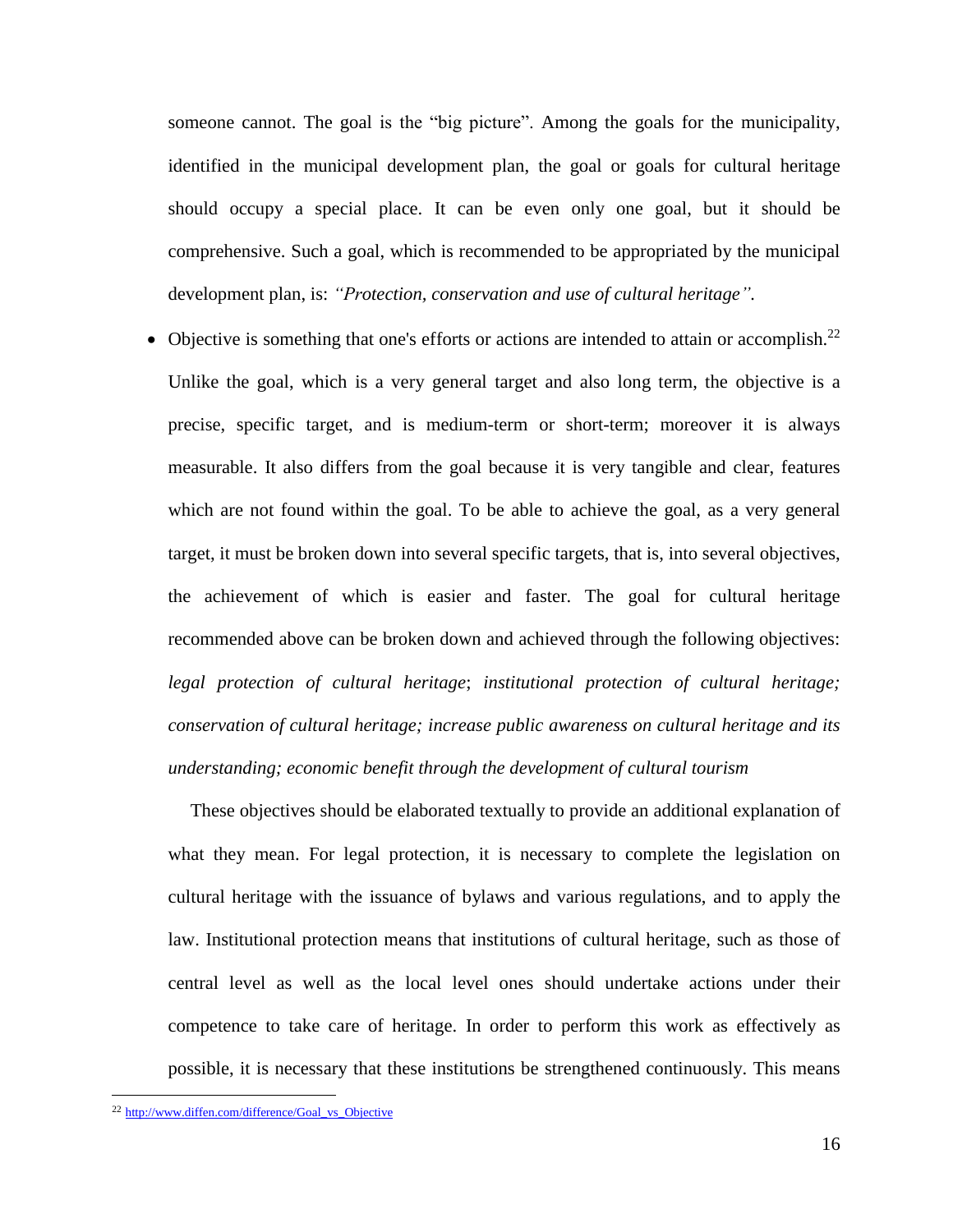someone cannot. The goal is the "big picture". Among the goals for the municipality, identified in the municipal development plan, the goal or goals for cultural heritage should occupy a special place. It can be even only one goal, but it should be comprehensive. Such a goal, which is recommended to be appropriated by the municipal development plan, is: *"Protection, conservation and use of cultural heritage".*

- Objective is something that one's efforts or actions are intended to attain or accomplish.[22] Unlike the goal, which is a very general target and also long term, the objective is a precise, specific target, and is medium-term or short-term; moreover it is always measurable. It also differs from the goal because it is very tangible and clear, features which are not found within the goal. To be able to achieve the goal, as a very general target, it must be broken down into several specific targets, that is, into several objectives, the achievement of which is easier and faster. The goal for cultural heritage recommended above can be broken down and achieved through the following objectives: *legal protection of cultural heritage*; *institutional protection of cultural heritage; conservation of cultural heritage; increase public awareness on cultural heritage and its understanding; economic benefit through the development of cultural tourism*

  These objectives should be elaborated textually to provide an additional explanation of what they mean. For legal protection, it is necessary to complete the legislation on cultural heritage with the issuance of bylaws and various regulations, and to apply the law. Institutional protection means that institutions of cultural heritage, such as those of central level as well as the local level ones should undertake actions under their competence to take care of heritage. In order to perform this work as effectively as possible, it is necessary that these institutions be strengthened continuously. This means

[22] http://www.diffen.com/difference/Goal_vs_Objective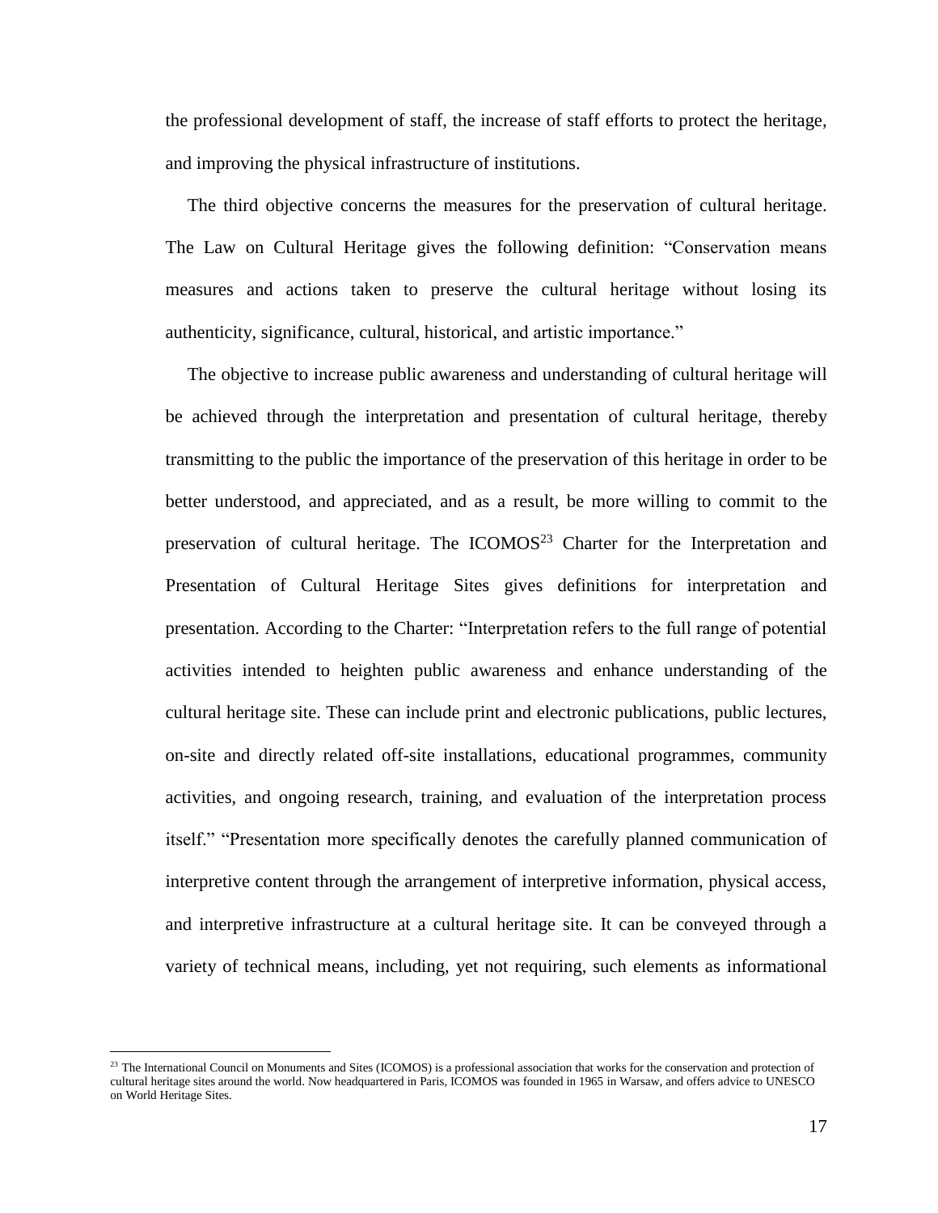the professional development of staff, the increase of staff efforts to protect the heritage, and improving the physical infrastructure of institutions.

The third objective concerns the measures for the preservation of cultural heritage. The Law on Cultural Heritage gives the following definition: "Conservation means measures and actions taken to preserve the cultural heritage without losing its authenticity, significance, cultural, historical, and artistic importance."

The objective to increase public awareness and understanding of cultural heritage will be achieved through the interpretation and presentation of cultural heritage, thereby transmitting to the public the importance of the preservation of this heritage in order to be better understood, and appreciated, and as a result, be more willing to commit to the preservation of cultural heritage. The ICOMOS[23] Charter for the Interpretation and Presentation of Cultural Heritage Sites gives definitions for interpretation and presentation. According to the Charter: "Interpretation refers to the full range of potential activities intended to heighten public awareness and enhance understanding of the cultural heritage site. These can include print and electronic publications, public lectures, on-site and directly related off-site installations, educational programmes, community activities, and ongoing research, training, and evaluation of the interpretation process itself." "Presentation more specifically denotes the carefully planned communication of interpretive content through the arrangement of interpretive information, physical access, and interpretive infrastructure at a cultural heritage site. It can be conveyed through a variety of technical means, including, yet not requiring, such elements as informational

[23] The International Council on Monuments and Sites (ICOMOS) is a professional association that works for the conservation and protection of cultural heritage sites around the world. Now headquartered in Paris, ICOMOS was founded in 1965 in Warsaw, and offers advice to UNESCO on World Heritage Sites.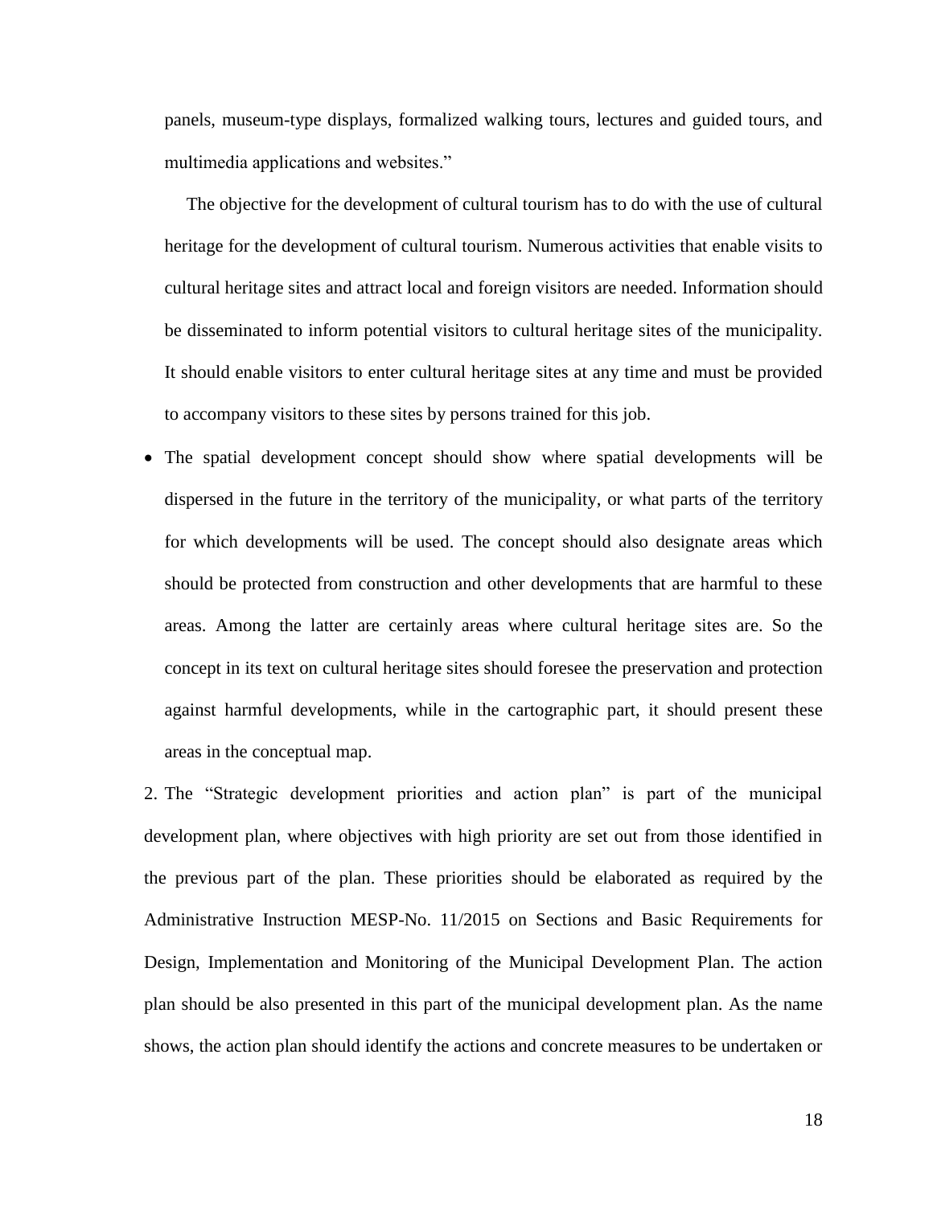panels, museum-type displays, formalized walking tours, lectures and guided tours, and multimedia applications and websites."

The objective for the development of cultural tourism has to do with the use of cultural heritage for the development of cultural tourism. Numerous activities that enable visits to cultural heritage sites and attract local and foreign visitors are needed. Information should be disseminated to inform potential visitors to cultural heritage sites of the municipality. It should enable visitors to enter cultural heritage sites at any time and must be provided to accompany visitors to these sites by persons trained for this job.

- The spatial development concept should show where spatial developments will be dispersed in the future in the territory of the municipality, or what parts of the territory for which developments will be used. The concept should also designate areas which should be protected from construction and other developments that are harmful to these areas. Among the latter are certainly areas where cultural heritage sites are. So the concept in its text on cultural heritage sites should foresee the preservation and protection against harmful developments, while in the cartographic part, it should present these areas in the conceptual map.

2. The "Strategic development priorities and action plan" is part of the municipal development plan, where objectives with high priority are set out from those identified in the previous part of the plan. These priorities should be elaborated as required by the Administrative Instruction MESP-No. 11/2015 on Sections and Basic Requirements for Design, Implementation and Monitoring of the Municipal Development Plan. The action plan should be also presented in this part of the municipal development plan. As the name shows, the action plan should identify the actions and concrete measures to be undertaken or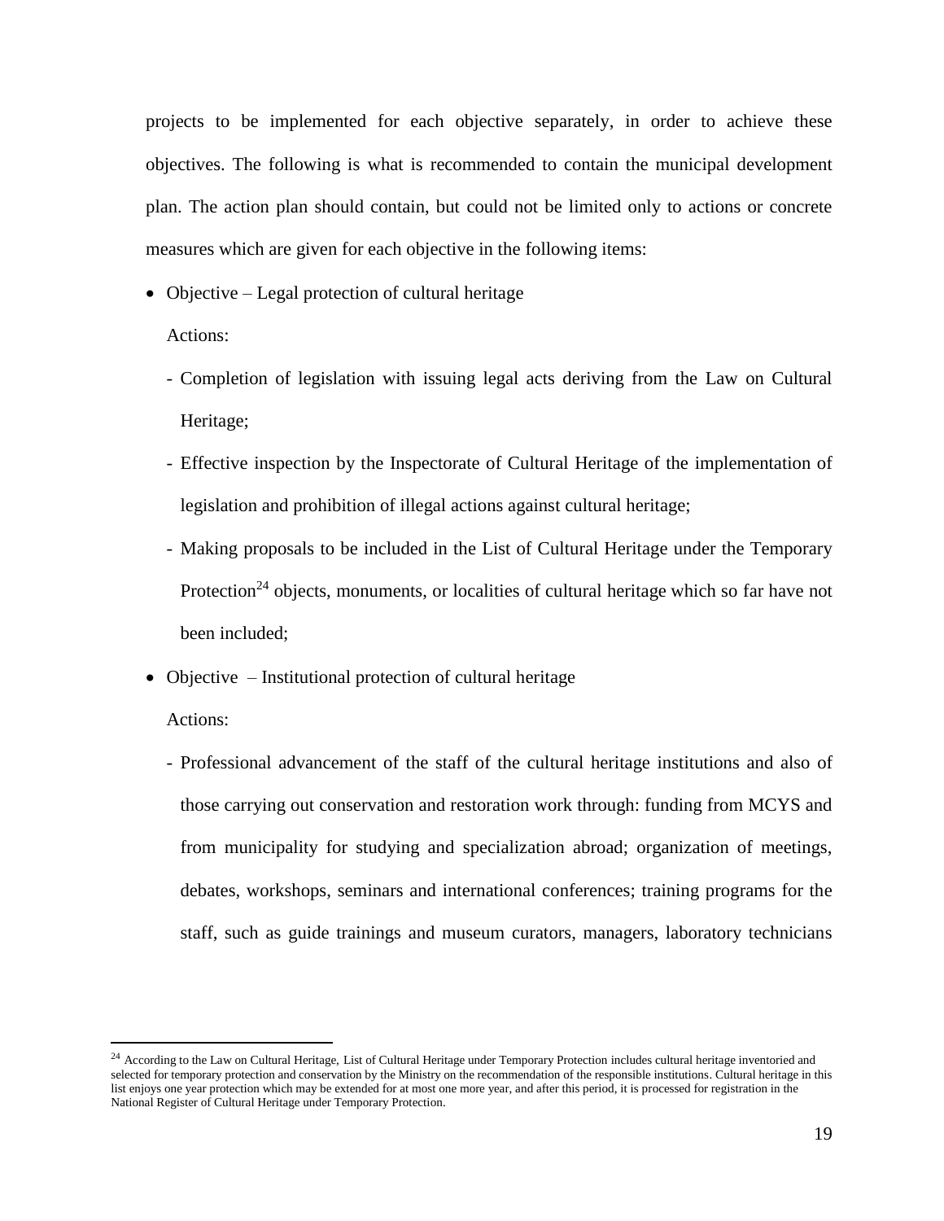projects to be implemented for each objective separately, in order to achieve these objectives. The following is what is recommended to contain the municipal development plan. The action plan should contain, but could not be limited only to actions or concrete measures which are given for each objective in the following items:

- Objective – Legal protection of cultural heritage

  Actions:

  - Completion of legislation with issuing legal acts deriving from the Law on Cultural Heritage;
  - Effective inspection by the Inspectorate of Cultural Heritage of the implementation of legislation and prohibition of illegal actions against cultural heritage;
  - Making proposals to be included in the List of Cultural Heritage under the Temporary Protection[24] objects, monuments, or localities of cultural heritage which so far have not been included;

- Objective – Institutional protection of cultural heritage

  Actions:

  - Professional advancement of the staff of the cultural heritage institutions and also of those carrying out conservation and restoration work through: funding from MCYS and from municipality for studying and specialization abroad; organization of meetings, debates, workshops, seminars and international conferences; training programs for the staff, such as guide trainings and museum curators, managers, laboratory technicians

---

[24] According to the Law on Cultural Heritage, List of Cultural Heritage under Temporary Protection includes cultural heritage inventoried and selected for temporary protection and conservation by the Ministry on the recommendation of the responsible institutions. Cultural heritage in this list enjoys one year protection which may be extended for at most one more year, and after this period, it is processed for registration in the National Register of Cultural Heritage under Temporary Protection.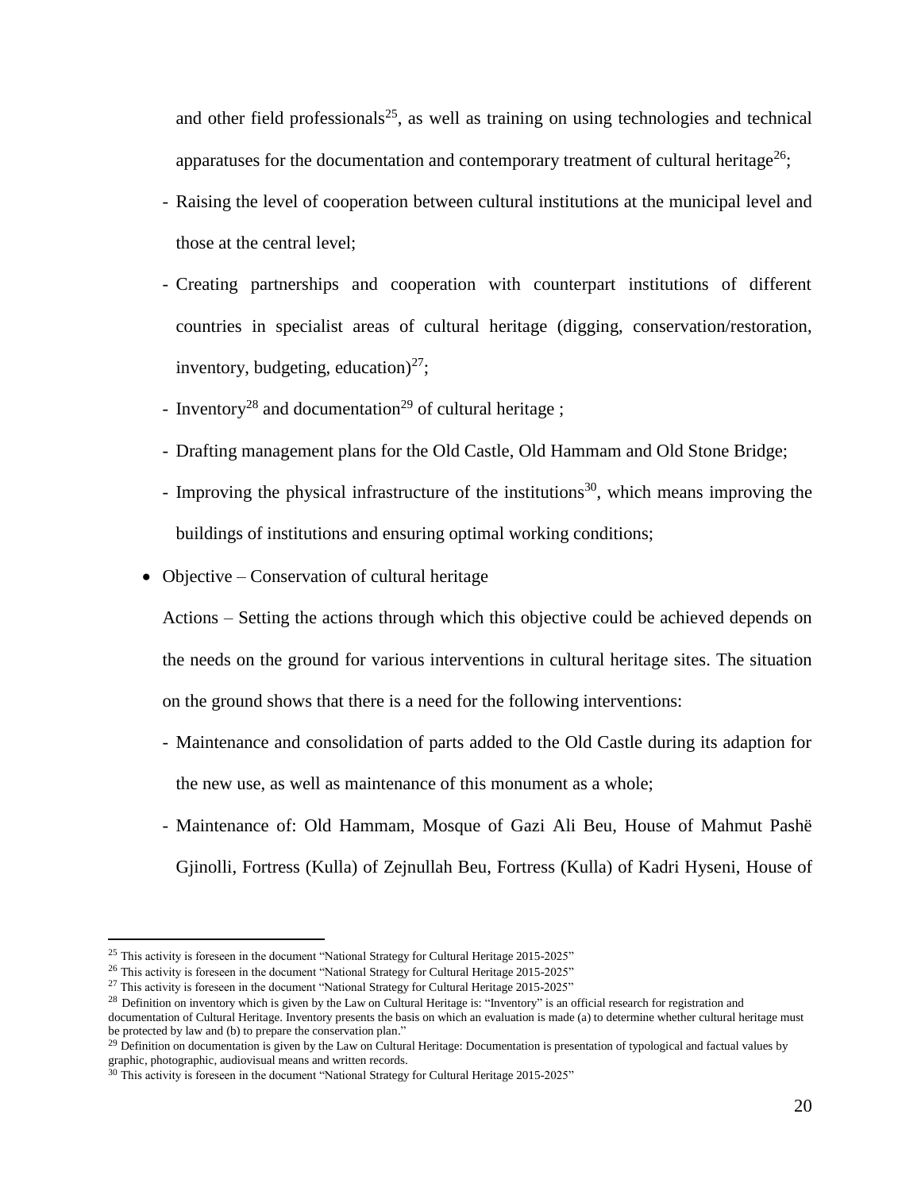and other field professionals[25], as well as training on using technologies and technical apparatuses for the documentation and contemporary treatment of cultural heritage[26];

- Raising the level of cooperation between cultural institutions at the municipal level and those at the central level;
- Creating partnerships and cooperation with counterpart institutions of different countries in specialist areas of cultural heritage (digging, conservation/restoration, inventory, budgeting, education)[27];
- Inventory[28] and documentation[29] of cultural heritage ;
- Drafting management plans for the Old Castle, Old Hammam and Old Stone Bridge;
- Improving the physical infrastructure of the institutions[30], which means improving the buildings of institutions and ensuring optimal working conditions;

- Objective – Conservation of cultural heritage

  Actions – Setting the actions through which this objective could be achieved depends on the needs on the ground for various interventions in cultural heritage sites. The situation on the ground shows that there is a need for the following interventions:

  - Maintenance and consolidation of parts added to the Old Castle during its adaption for the new use, as well as maintenance of this monument as a whole;
  - Maintenance of: Old Hammam, Mosque of Gazi Ali Beu, House of Mahmut Pashë Gjinolli, Fortress (Kulla) of Zejnullah Beu, Fortress (Kulla) of Kadri Hyseni, House of

---

[25] This activity is foreseen in the document "National Strategy for Cultural Heritage 2015-2025"

[26] This activity is foreseen in the document "National Strategy for Cultural Heritage 2015-2025"

[27] This activity is foreseen in the document "National Strategy for Cultural Heritage 2015-2025"

[28] Definition on inventory which is given by the Law on Cultural Heritage is: "Inventory" is an official research for registration and documentation of Cultural Heritage. Inventory presents the basis on which an evaluation is made (a) to determine whether cultural heritage must be protected by law and (b) to prepare the conservation plan."

[29] Definition on documentation is given by the Law on Cultural Heritage: Documentation is presentation of typological and factual values by graphic, photographic, audiovisual means and written records.

[30] This activity is foreseen in the document "National Strategy for Cultural Heritage 2015-2025"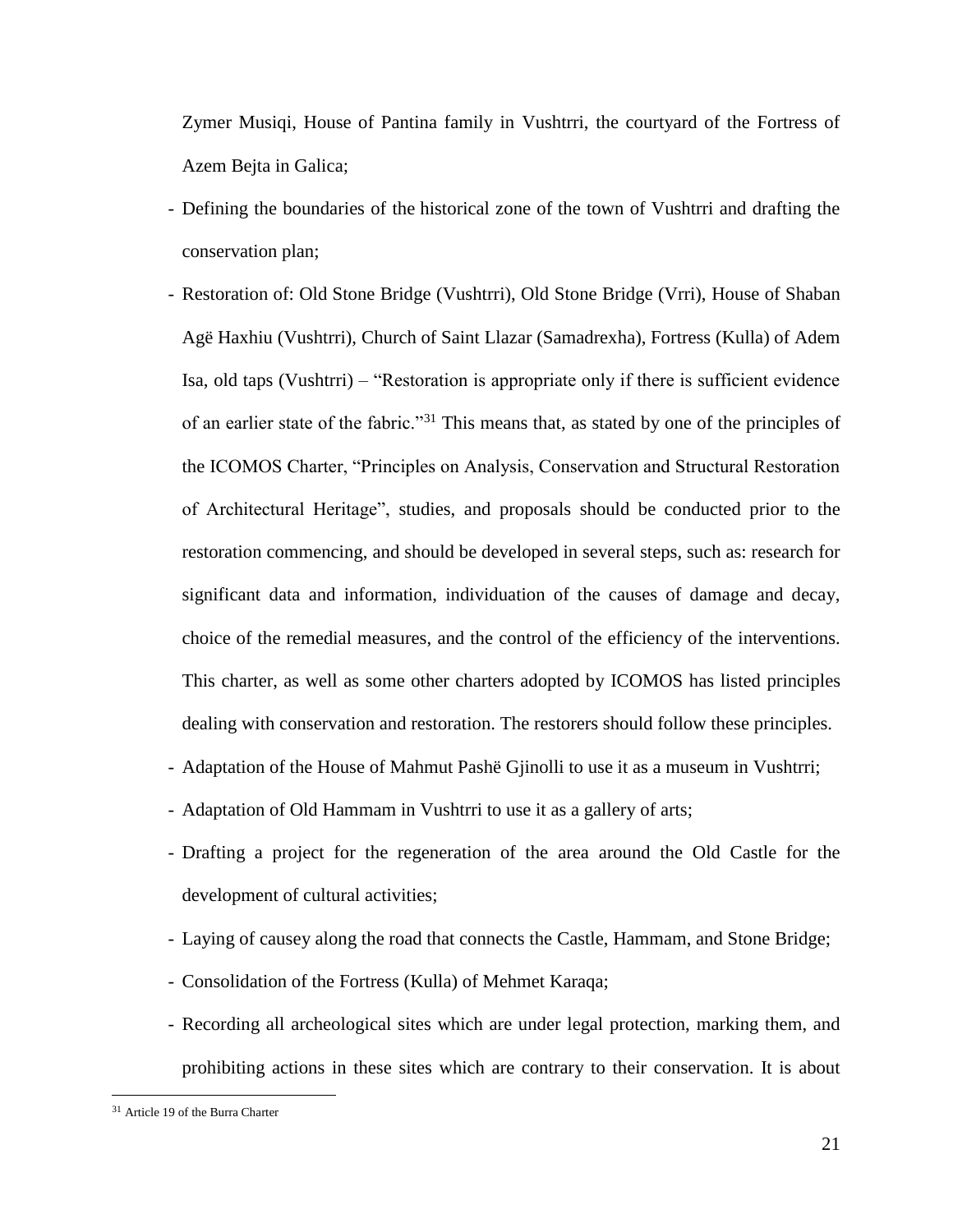Zymer Musiqi, House of Pantina family in Vushtrri, the courtyard of the Fortress of Azem Bejta in Galica;

- Defining the boundaries of the historical zone of the town of Vushtrri and drafting the conservation plan;
- Restoration of: Old Stone Bridge (Vushtrri), Old Stone Bridge (Vrri), House of Shaban Agë Haxhiu (Vushtrri), Church of Saint Llazar (Samadrexha), Fortress (Kulla) of Adem Isa, old taps (Vushtrri) – "Restoration is appropriate only if there is sufficient evidence of an earlier state of the fabric."[31] This means that, as stated by one of the principles of the ICOMOS Charter, "Principles on Analysis, Conservation and Structural Restoration of Architectural Heritage", studies, and proposals should be conducted prior to the restoration commencing, and should be developed in several steps, such as: research for significant data and information, individuation of the causes of damage and decay, choice of the remedial measures, and the control of the efficiency of the interventions. This charter, as well as some other charters adopted by ICOMOS has listed principles dealing with conservation and restoration. The restorers should follow these principles.
- Adaptation of the House of Mahmut Pashë Gjinolli to use it as a museum in Vushtrri;
- Adaptation of Old Hammam in Vushtrri to use it as a gallery of arts;
- Drafting a project for the regeneration of the area around the Old Castle for the development of cultural activities;
- Laying of causey along the road that connects the Castle, Hammam, and Stone Bridge;
- Consolidation of the Fortress (Kulla) of Mehmet Karaqa;
- Recording all archeological sites which are under legal protection, marking them, and prohibiting actions in these sites which are contrary to their conservation. It is about

[31] Article 19 of the Burra Charter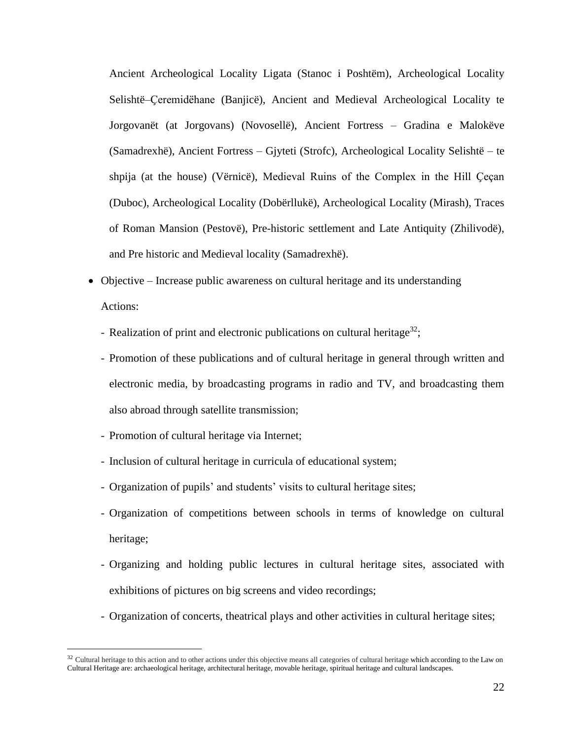Ancient Archeological Locality Ligata (Stanoc i Poshtëm), Archeological Locality Selishtë–Çeremidëhane (Banjicë), Ancient and Medieval Archeological Locality te Jorgovanët (at Jorgovans) (Novosellë), Ancient Fortress – Gradina e Malokëve (Samadrexhë), Ancient Fortress – Gjyteti (Strofc), Archeological Locality Selishtë – te shpija (at the house) (Vërnicë), Medieval Ruins of the Complex in the Hill Çeçan (Duboc), Archeological Locality (Dobërllukë), Archeological Locality (Mirash), Traces of Roman Mansion (Pestovë), Pre-historic settlement and Late Antiquity (Zhilivodë), and Pre historic and Medieval locality (Samadrexhë).

- Objective – Increase public awareness on cultural heritage and its understanding

  Actions:

  - Realization of print and electronic publications on cultural heritage[32];
  - Promotion of these publications and of cultural heritage in general through written and electronic media, by broadcasting programs in radio and TV, and broadcasting them also abroad through satellite transmission;
  - Promotion of cultural heritage via Internet;
  - Inclusion of cultural heritage in curricula of educational system;
  - Organization of pupils' and students' visits to cultural heritage sites;
  - Organization of competitions between schools in terms of knowledge on cultural heritage;
  - Organizing and holding public lectures in cultural heritage sites, associated with exhibitions of pictures on big screens and video recordings;
  - Organization of concerts, theatrical plays and other activities in cultural heritage sites;

[32] Cultural heritage to this action and to other actions under this objective means all categories of cultural heritage which according to the Law on Cultural Heritage are: archaeological heritage, architectural heritage, movable heritage, spiritual heritage and cultural landscapes.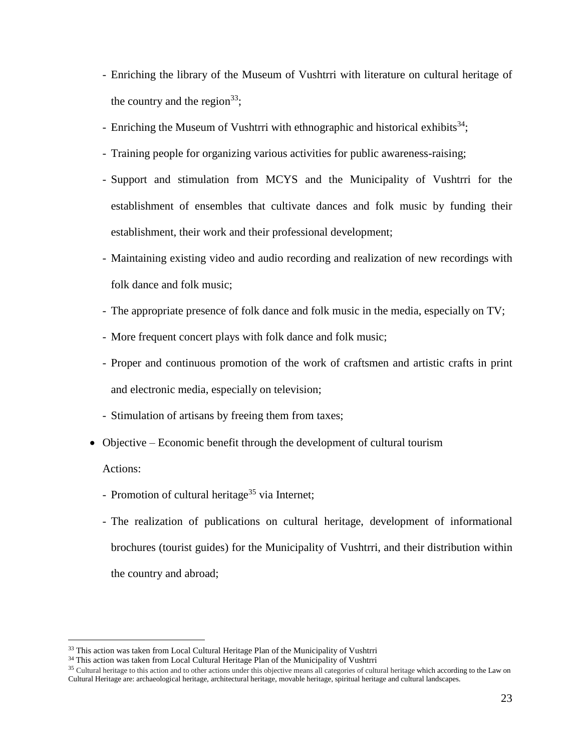- Enriching the library of the Museum of Vushtrri with literature on cultural heritage of the country and the region[33];
- Enriching the Museum of Vushtrri with ethnographic and historical exhibits[34];
- Training people for organizing various activities for public awareness-raising;
- Support and stimulation from MCYS and the Municipality of Vushtrri for the establishment of ensembles that cultivate dances and folk music by funding their establishment, their work and their professional development;
- Maintaining existing video and audio recording and realization of new recordings with folk dance and folk music;
- The appropriate presence of folk dance and folk music in the media, especially on TV;
- More frequent concert plays with folk dance and folk music;
- Proper and continuous promotion of the work of craftsmen and artistic crafts in print and electronic media, especially on television;
- Stimulation of artisans by freeing them from taxes;

* Objective – Economic benefit through the development of cultural tourism

  Actions:

  - Promotion of cultural heritage[35] via Internet;
  - The realization of publications on cultural heritage, development of informational brochures (tourist guides) for the Municipality of Vushtrri, and their distribution within the country and abroad;

---

[33] This action was taken from Local Cultural Heritage Plan of the Municipality of Vushtrri

[34] This action was taken from Local Cultural Heritage Plan of the Municipality of Vushtrri

[35] Cultural heritage to this action and to other actions under this objective means all categories of cultural heritage which according to the Law on Cultural Heritage are: archaeological heritage, architectural heritage, movable heritage, spiritual heritage and cultural landscapes.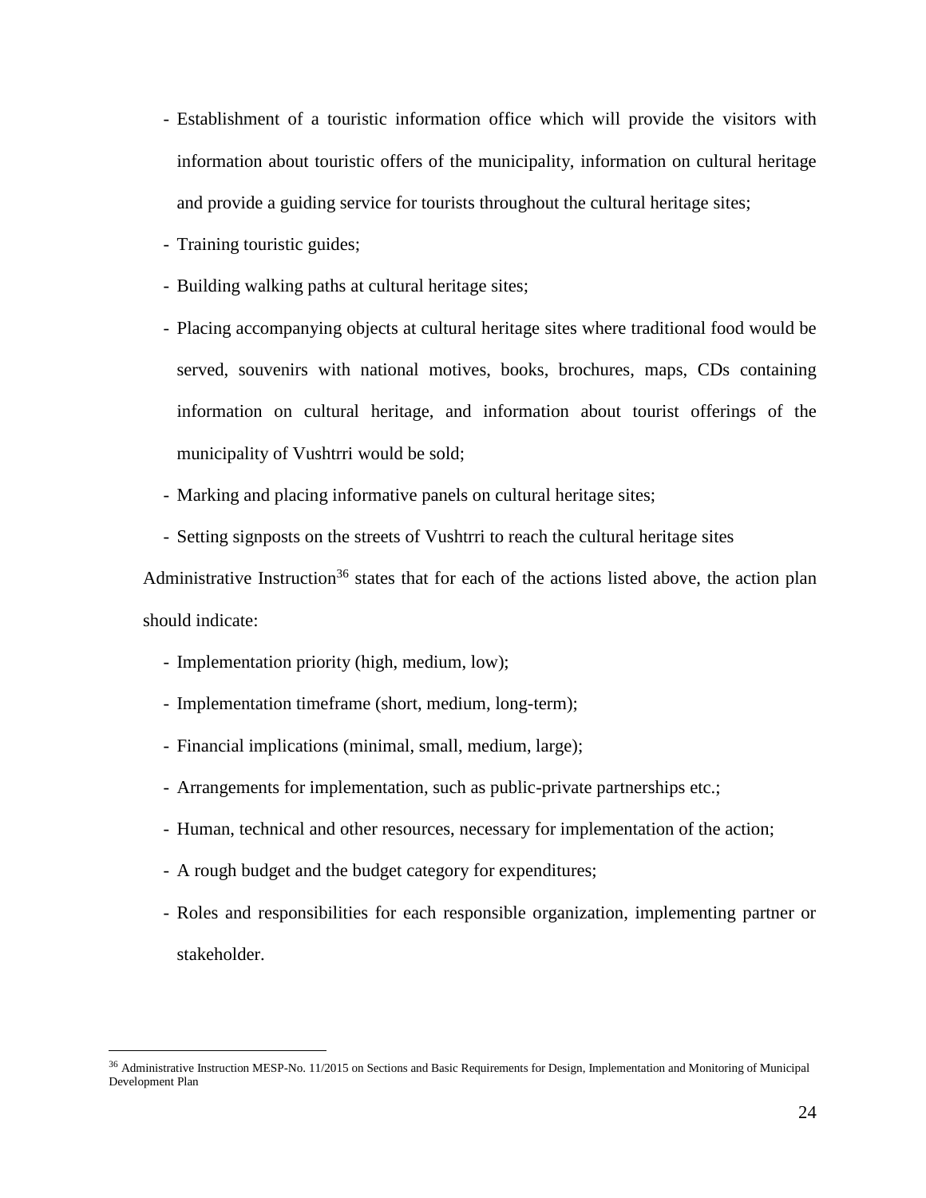- Establishment of a touristic information office which will provide the visitors with information about touristic offers of the municipality, information on cultural heritage and provide a guiding service for tourists throughout the cultural heritage sites;
- Training touristic guides;
- Building walking paths at cultural heritage sites;
- Placing accompanying objects at cultural heritage sites where traditional food would be served, souvenirs with national motives, books, brochures, maps, CDs containing information on cultural heritage, and information about tourist offerings of the municipality of Vushtrri would be sold;
- Marking and placing informative panels on cultural heritage sites;
- Setting signposts on the streets of Vushtrri to reach the cultural heritage sites

Administrative Instruction[36] states that for each of the actions listed above, the action plan should indicate:

- Implementation priority (high, medium, low);
- Implementation timeframe (short, medium, long-term);
- Financial implications (minimal, small, medium, large);
- Arrangements for implementation, such as public-private partnerships etc.;
- Human, technical and other resources, necessary for implementation of the action;
- A rough budget and the budget category for expenditures;
- Roles and responsibilities for each responsible organization, implementing partner or stakeholder.

---

[36] Administrative Instruction MESP-No. 11/2015 on Sections and Basic Requirements for Design, Implementation and Monitoring of Municipal Development Plan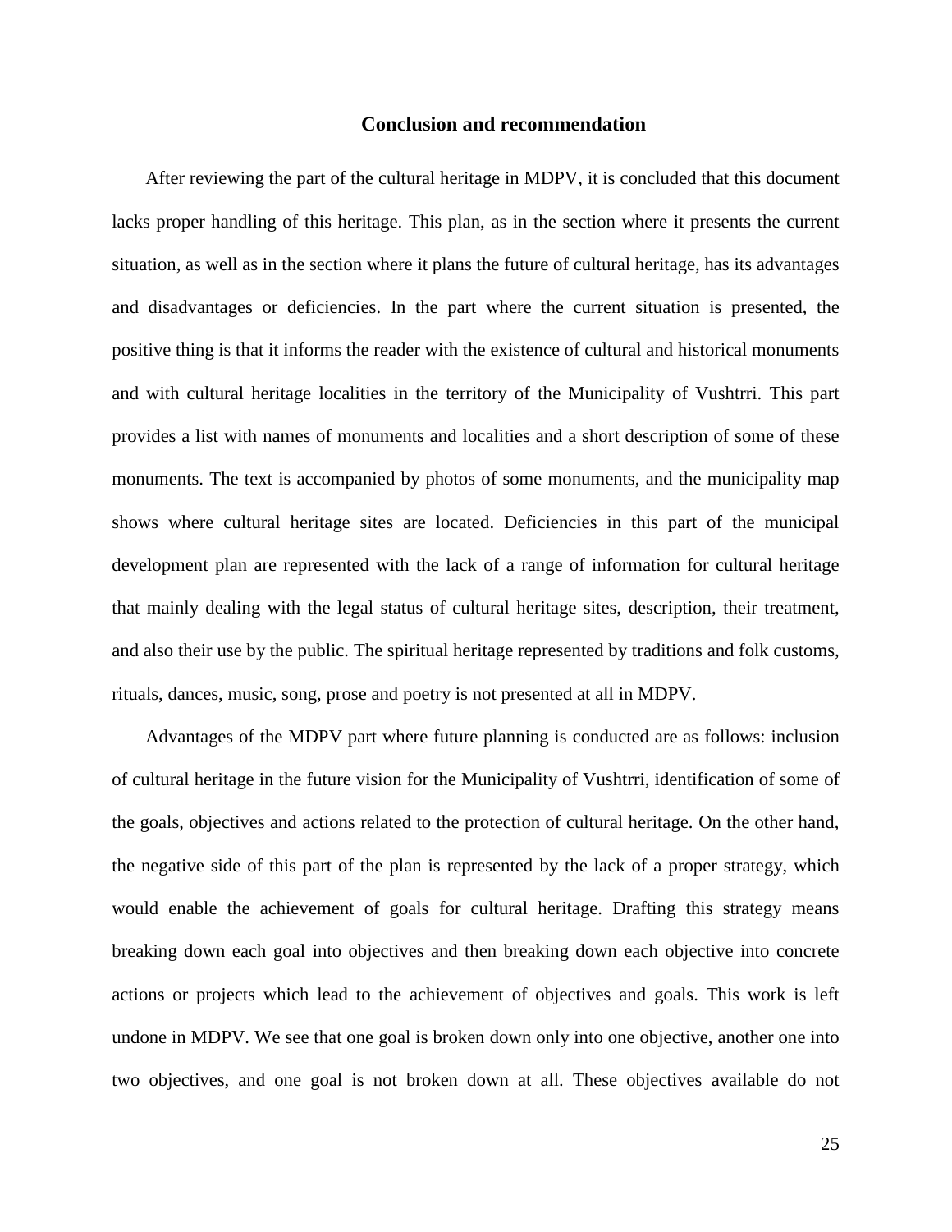## Conclusion and recommendation

After reviewing the part of the cultural heritage in MDPV, it is concluded that this document lacks proper handling of this heritage. This plan, as in the section where it presents the current situation, as well as in the section where it plans the future of cultural heritage, has its advantages and disadvantages or deficiencies. In the part where the current situation is presented, the positive thing is that it informs the reader with the existence of cultural and historical monuments and with cultural heritage localities in the territory of the Municipality of Vushtrri. This part provides a list with names of monuments and localities and a short description of some of these monuments. The text is accompanied by photos of some monuments, and the municipality map shows where cultural heritage sites are located. Deficiencies in this part of the municipal development plan are represented with the lack of a range of information for cultural heritage that mainly dealing with the legal status of cultural heritage sites, description, their treatment, and also their use by the public. The spiritual heritage represented by traditions and folk customs, rituals, dances, music, song, prose and poetry is not presented at all in MDPV.

Advantages of the MDPV part where future planning is conducted are as follows: inclusion of cultural heritage in the future vision for the Municipality of Vushtrri, identification of some of the goals, objectives and actions related to the protection of cultural heritage. On the other hand, the negative side of this part of the plan is represented by the lack of a proper strategy, which would enable the achievement of goals for cultural heritage. Drafting this strategy means breaking down each goal into objectives and then breaking down each objective into concrete actions or projects which lead to the achievement of objectives and goals. This work is left undone in MDPV. We see that one goal is broken down only into one objective, another one into two objectives, and one goal is not broken down at all. These objectives available do not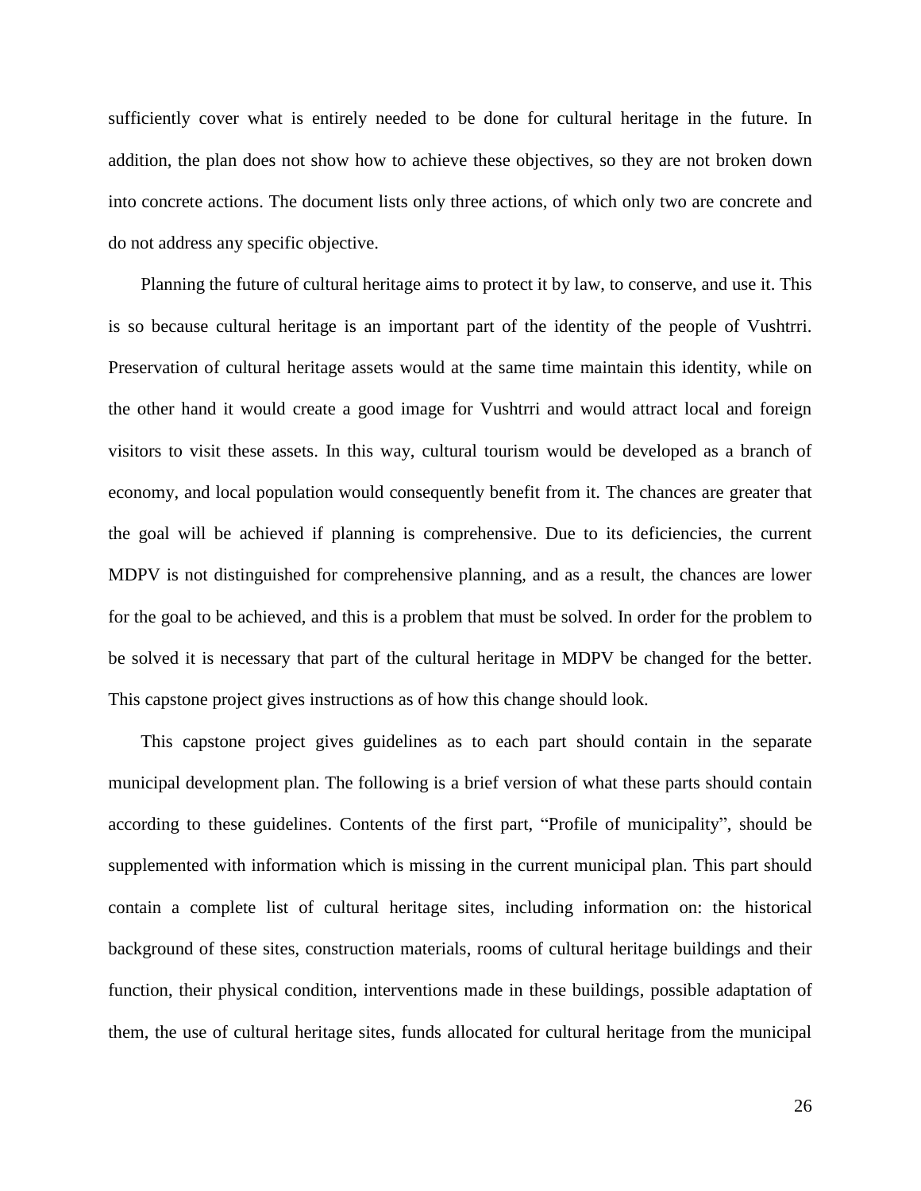sufficiently cover what is entirely needed to be done for cultural heritage in the future. In addition, the plan does not show how to achieve these objectives, so they are not broken down into concrete actions. The document lists only three actions, of which only two are concrete and do not address any specific objective.

Planning the future of cultural heritage aims to protect it by law, to conserve, and use it. This is so because cultural heritage is an important part of the identity of the people of Vushtrri. Preservation of cultural heritage assets would at the same time maintain this identity, while on the other hand it would create a good image for Vushtrri and would attract local and foreign visitors to visit these assets. In this way, cultural tourism would be developed as a branch of economy, and local population would consequently benefit from it. The chances are greater that the goal will be achieved if planning is comprehensive. Due to its deficiencies, the current MDPV is not distinguished for comprehensive planning, and as a result, the chances are lower for the goal to be achieved, and this is a problem that must be solved. In order for the problem to be solved it is necessary that part of the cultural heritage in MDPV be changed for the better. This capstone project gives instructions as of how this change should look.

This capstone project gives guidelines as to each part should contain in the separate municipal development plan. The following is a brief version of what these parts should contain according to these guidelines. Contents of the first part, "Profile of municipality", should be supplemented with information which is missing in the current municipal plan. This part should contain a complete list of cultural heritage sites, including information on: the historical background of these sites, construction materials, rooms of cultural heritage buildings and their function, their physical condition, interventions made in these buildings, possible adaptation of them, the use of cultural heritage sites, funds allocated for cultural heritage from the municipal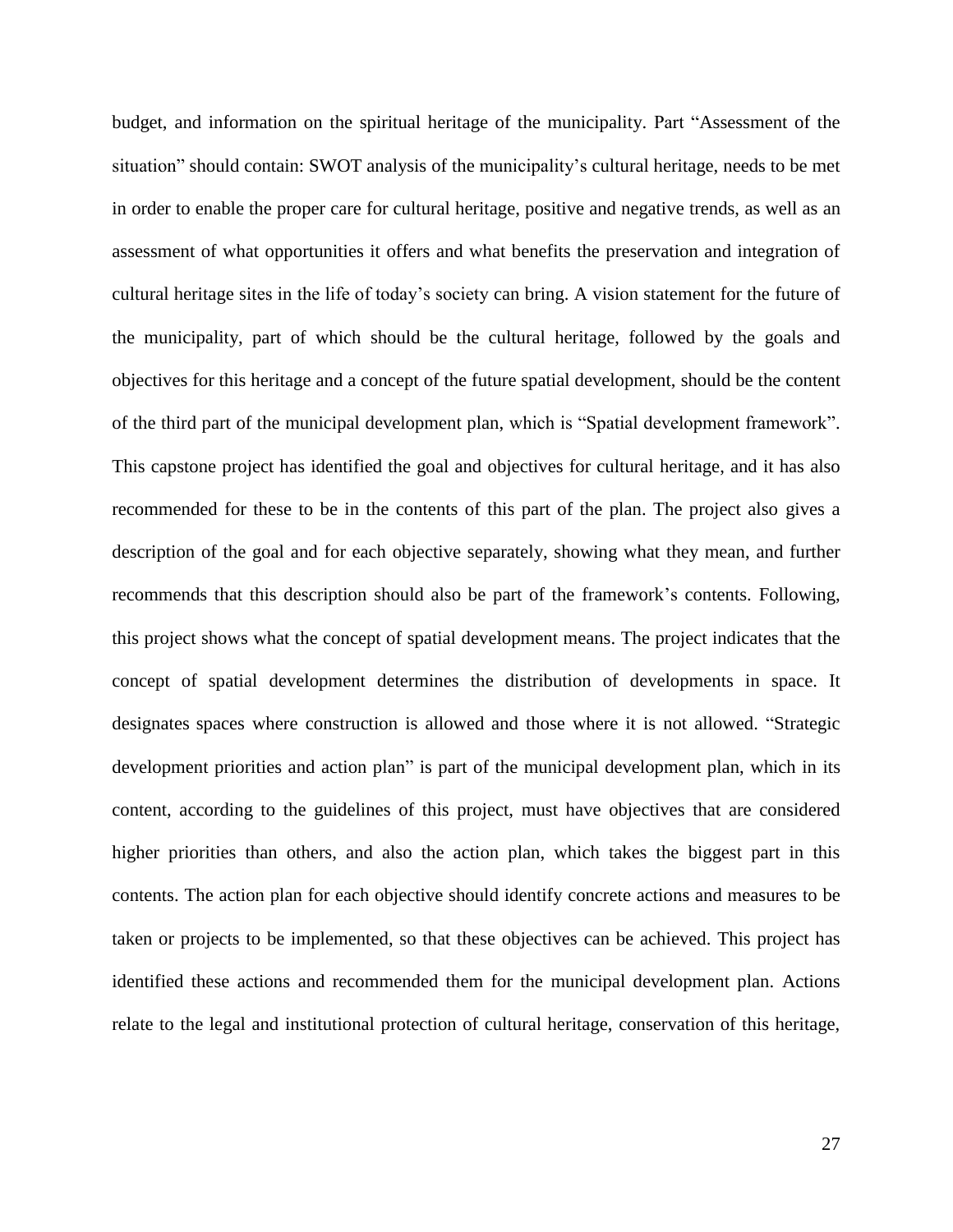budget, and information on the spiritual heritage of the municipality. Part “Assessment of the situation” should contain: SWOT analysis of the municipality’s cultural heritage, needs to be met in order to enable the proper care for cultural heritage, positive and negative trends, as well as an assessment of what opportunities it offers and what benefits the preservation and integration of cultural heritage sites in the life of today’s society can bring. A vision statement for the future of the municipality, part of which should be the cultural heritage, followed by the goals and objectives for this heritage and a concept of the future spatial development, should be the content of the third part of the municipal development plan, which is “Spatial development framework”. This capstone project has identified the goal and objectives for cultural heritage, and it has also recommended for these to be in the contents of this part of the plan. The project also gives a description of the goal and for each objective separately, showing what they mean, and further recommends that this description should also be part of the framework’s contents. Following, this project shows what the concept of spatial development means. The project indicates that the concept of spatial development determines the distribution of developments in space. It designates spaces where construction is allowed and those where it is not allowed. “Strategic development priorities and action plan” is part of the municipal development plan, which in its content, according to the guidelines of this project, must have objectives that are considered higher priorities than others, and also the action plan, which takes the biggest part in this contents. The action plan for each objective should identify concrete actions and measures to be taken or projects to be implemented, so that these objectives can be achieved. This project has identified these actions and recommended them for the municipal development plan. Actions relate to the legal and institutional protection of cultural heritage, conservation of this heritage,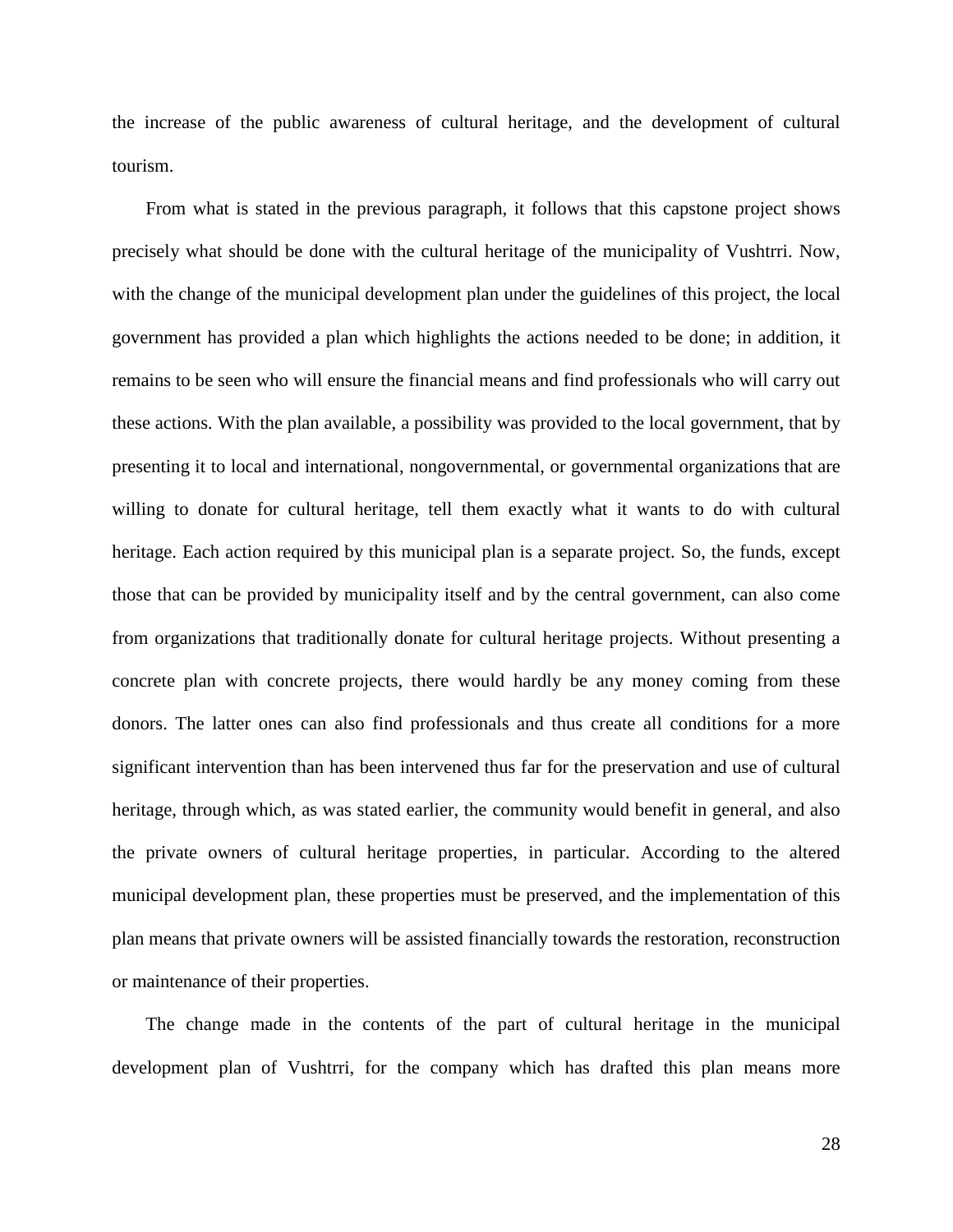the increase of the public awareness of cultural heritage, and the development of cultural tourism.

From what is stated in the previous paragraph, it follows that this capstone project shows precisely what should be done with the cultural heritage of the municipality of Vushtrri. Now, with the change of the municipal development plan under the guidelines of this project, the local government has provided a plan which highlights the actions needed to be done; in addition, it remains to be seen who will ensure the financial means and find professionals who will carry out these actions. With the plan available, a possibility was provided to the local government, that by presenting it to local and international, nongovernmental, or governmental organizations that are willing to donate for cultural heritage, tell them exactly what it wants to do with cultural heritage. Each action required by this municipal plan is a separate project. So, the funds, except those that can be provided by municipality itself and by the central government, can also come from organizations that traditionally donate for cultural heritage projects. Without presenting a concrete plan with concrete projects, there would hardly be any money coming from these donors. The latter ones can also find professionals and thus create all conditions for a more significant intervention than has been intervened thus far for the preservation and use of cultural heritage, through which, as was stated earlier, the community would benefit in general, and also the private owners of cultural heritage properties, in particular. According to the altered municipal development plan, these properties must be preserved, and the implementation of this plan means that private owners will be assisted financially towards the restoration, reconstruction or maintenance of their properties.

The change made in the contents of the part of cultural heritage in the municipal development plan of Vushtrri, for the company which has drafted this plan means more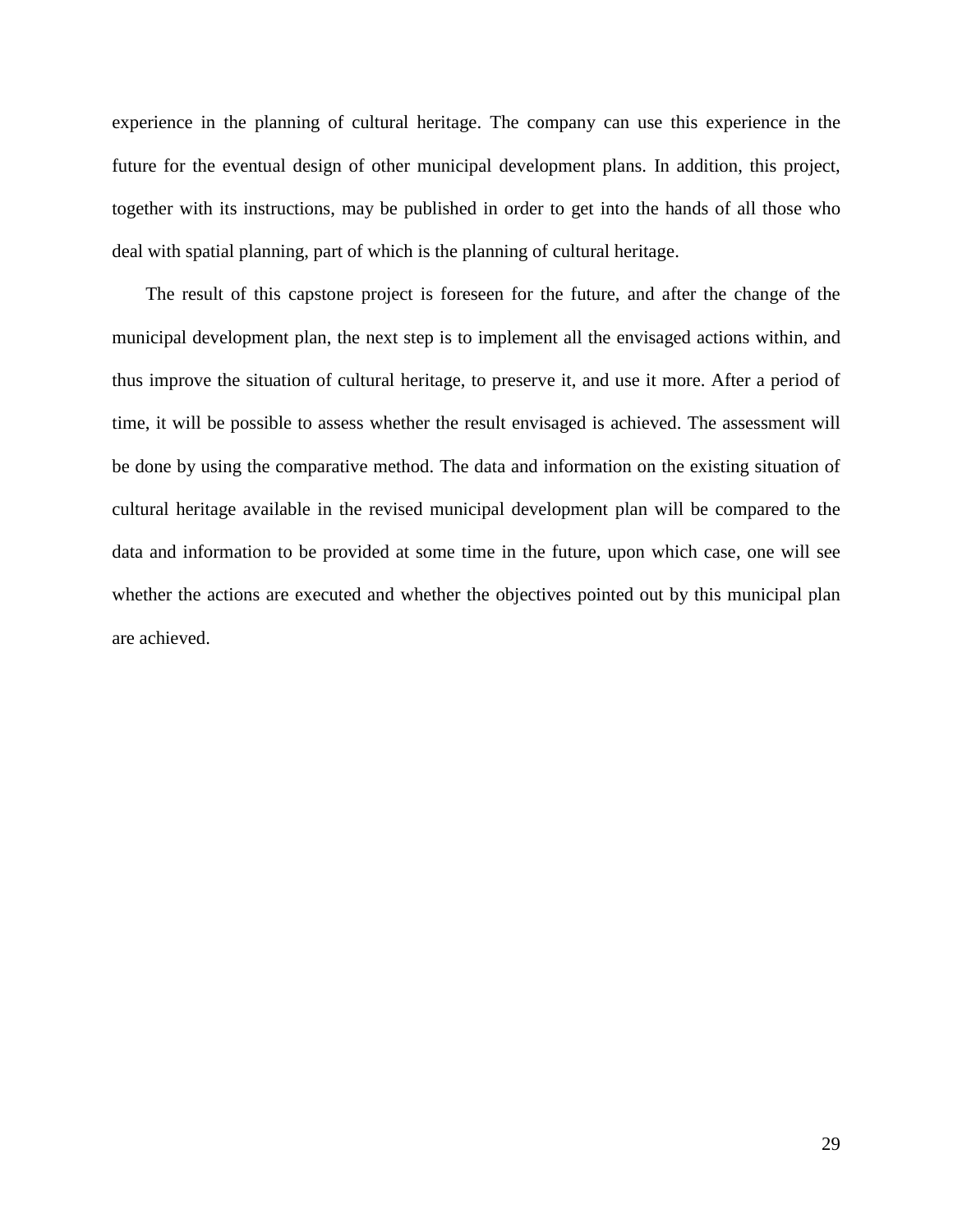experience in the planning of cultural heritage. The company can use this experience in the future for the eventual design of other municipal development plans. In addition, this project, together with its instructions, may be published in order to get into the hands of all those who deal with spatial planning, part of which is the planning of cultural heritage.

The result of this capstone project is foreseen for the future, and after the change of the municipal development plan, the next step is to implement all the envisaged actions within, and thus improve the situation of cultural heritage, to preserve it, and use it more. After a period of time, it will be possible to assess whether the result envisaged is achieved. The assessment will be done by using the comparative method. The data and information on the existing situation of cultural heritage available in the revised municipal development plan will be compared to the data and information to be provided at some time in the future, upon which case, one will see whether the actions are executed and whether the objectives pointed out by this municipal plan are achieved.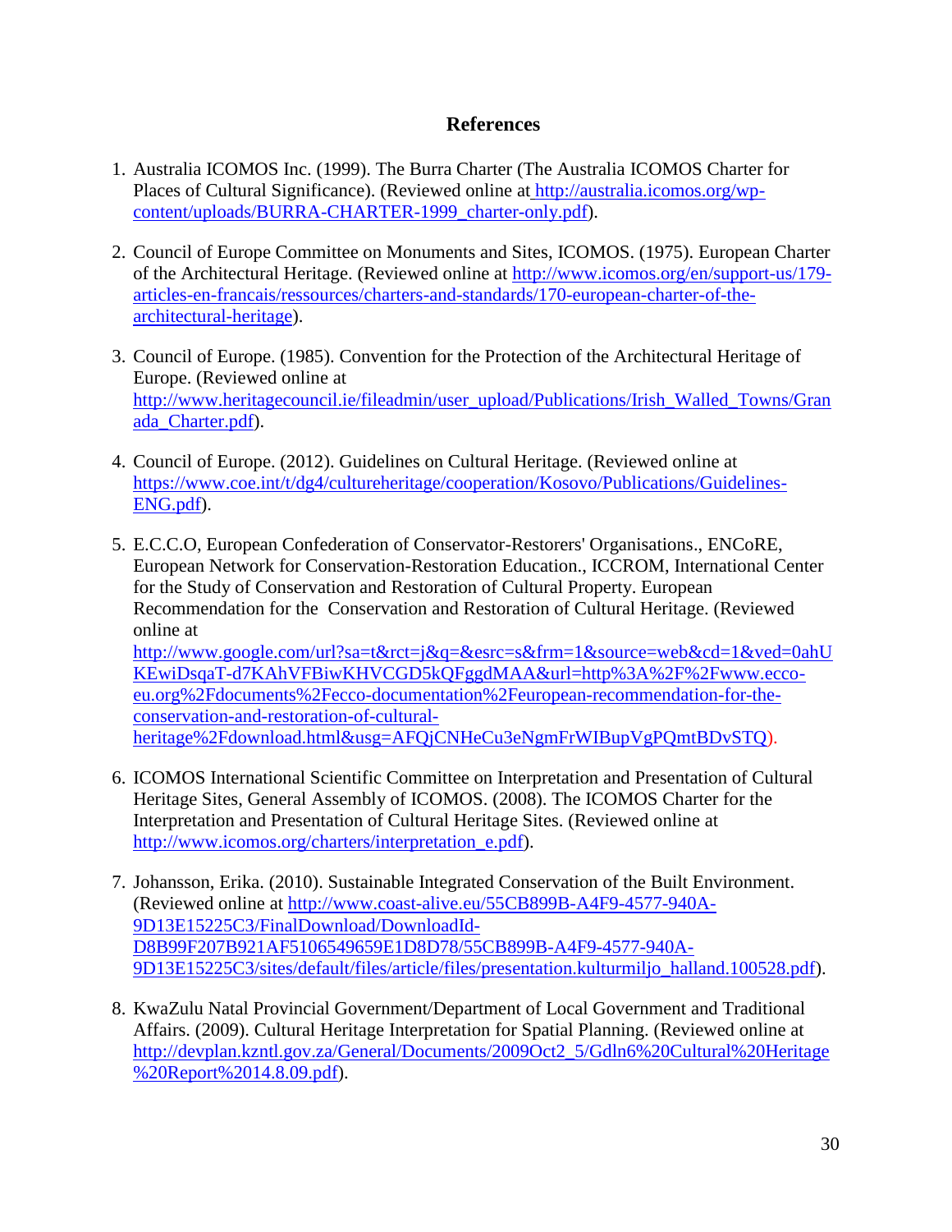## References

1. Australia ICOMOS Inc. (1999). The Burra Charter (The Australia ICOMOS Charter for Places of Cultural Significance). (Reviewed online at http://australia.icomos.org/wp-content/uploads/BURRA-CHARTER-1999_charter-only.pdf).

2. Council of Europe Committee on Monuments and Sites, ICOMOS. (1975). European Charter of the Architectural Heritage. (Reviewed online at http://www.icomos.org/en/support-us/179-articles-en-francais/ressources/charters-and-standards/170-european-charter-of-the-architectural-heritage).

3. Council of Europe. (1985). Convention for the Protection of the Architectural Heritage of Europe. (Reviewed online at http://www.heritagecouncil.ie/fileadmin/user_upload/Publications/Irish_Walled_Towns/Granada_Charter.pdf).

4. Council of Europe. (2012). Guidelines on Cultural Heritage. (Reviewed online at https://www.coe.int/t/dg4/cultureheritage/cooperation/Kosovo/Publications/Guidelines-ENG.pdf).

5. E.C.C.O, European Confederation of Conservator-Restorers' Organisations., ENCoRE, European Network for Conservation-Restoration Education., ICCROM, International Center for the Study of Conservation and Restoration of Cultural Property. European Recommendation for the Conservation and Restoration of Cultural Heritage. (Reviewed online at http://www.google.com/url?sa=t&rct=j&q=&esrc=s&frm=1&source=web&cd=1&ved=0ahUKEwiDsqaT-d7KAhVFBiwKHVCGD5kQFggdMAA&url=http%3A%2F%2Fwww.ecco-eu.org%2Fdocuments%2Fecco-documentation%2Feuropean-recommendation-for-the-conservation-and-restoration-of-cultural-heritage%2Fdownload.html&usg=AFQjCNHeCu3eNgmFrWIBupVgPQmtBDvSTQ).

6. ICOMOS International Scientific Committee on Interpretation and Presentation of Cultural Heritage Sites, General Assembly of ICOMOS. (2008). The ICOMOS Charter for the Interpretation and Presentation of Cultural Heritage Sites. (Reviewed online at http://www.icomos.org/charters/interpretation_e.pdf).

7. Johansson, Erika. (2010). Sustainable Integrated Conservation of the Built Environment. (Reviewed online at http://www.coast-alive.eu/55CB899B-A4F9-4577-940A-9D13E15225C3/FinalDownload/DownloadId-D8B99F207B921AF5106549659E1D8D78/55CB899B-A4F9-4577-940A-9D13E15225C3/sites/default/files/article/files/presentation.kulturmiljo_halland.100528.pdf).

8. KwaZulu Natal Provincial Government/Department of Local Government and Traditional Affairs. (2009). Cultural Heritage Interpretation for Spatial Planning. (Reviewed online at http://devplan.kzntl.gov.za/General/Documents/2009Oct2_5/Gdln6%20Cultural%20Heritage%20Report%2014.8.09.pdf).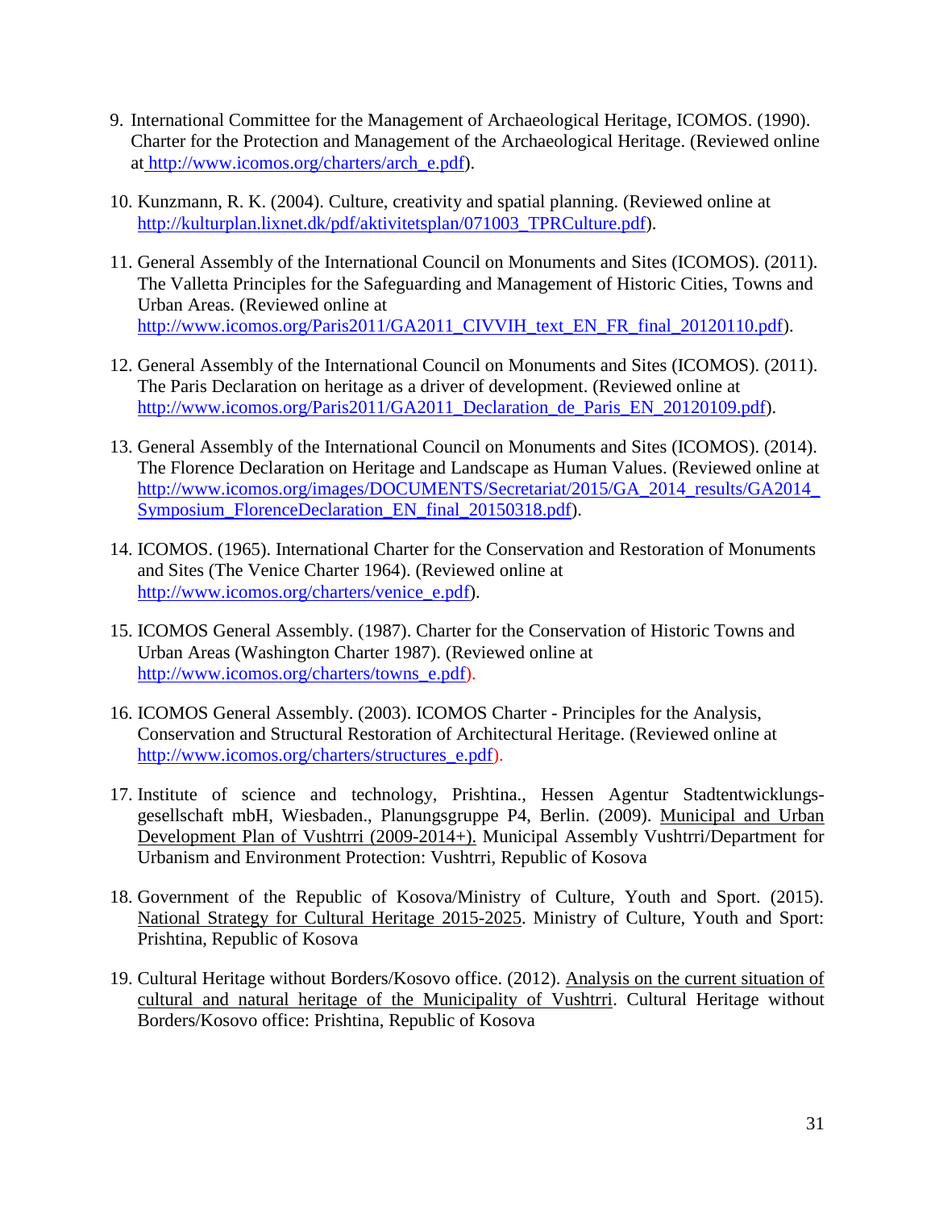9. International Committee for the Management of Archaeological Heritage, ICOMOS. (1990). Charter for the Protection and Management of the Archaeological Heritage. (Reviewed online at http://www.icomos.org/charters/arch_e.pdf).

10. Kunzmann, R. K. (2004). Culture, creativity and spatial planning. (Reviewed online at http://kulturplan.lixnet.dk/pdf/aktivitetsplan/071003_TPRCulture.pdf).

11. General Assembly of the International Council on Monuments and Sites (ICOMOS). (2011). The Valletta Principles for the Safeguarding and Management of Historic Cities, Towns and Urban Areas. (Reviewed online at http://www.icomos.org/Paris2011/GA2011_CIVVIH_text_EN_FR_final_20120110.pdf).

12. General Assembly of the International Council on Monuments and Sites (ICOMOS). (2011). The Paris Declaration on heritage as a driver of development. (Reviewed online at http://www.icomos.org/Paris2011/GA2011_Declaration_de_Paris_EN_20120109.pdf).

13. General Assembly of the International Council on Monuments and Sites (ICOMOS). (2014). The Florence Declaration on Heritage and Landscape as Human Values. (Reviewed online at http://www.icomos.org/images/DOCUMENTS/Secretariat/2015/GA_2014_results/GA2014_Symposium_FlorenceDeclaration_EN_final_20150318.pdf).

14. ICOMOS. (1965). International Charter for the Conservation and Restoration of Monuments and Sites (The Venice Charter 1964). (Reviewed online at http://www.icomos.org/charters/venice_e.pdf).

15. ICOMOS General Assembly. (1987). Charter for the Conservation of Historic Towns and Urban Areas (Washington Charter 1987). (Reviewed online at http://www.icomos.org/charters/towns_e.pdf).

16. ICOMOS General Assembly. (2003). ICOMOS Charter - Principles for the Analysis, Conservation and Structural Restoration of Architectural Heritage. (Reviewed online at http://www.icomos.org/charters/structures_e.pdf).

17. Institute of science and technology, Prishtina., Hessen Agentur Stadtentwicklungs-gesellschaft mbH, Wiesbaden., Planungsgruppe P4, Berlin. (2009). Municipal and Urban Development Plan of Vushtrri (2009-2014+). Municipal Assembly Vushtrri/Department for Urbanism and Environment Protection: Vushtrri, Republic of Kosova

18. Government of the Republic of Kosova/Ministry of Culture, Youth and Sport. (2015). National Strategy for Cultural Heritage 2015-2025. Ministry of Culture, Youth and Sport: Prishtina, Republic of Kosova

19. Cultural Heritage without Borders/Kosovo office. (2012). Analysis on the current situation of cultural and natural heritage of the Municipality of Vushtrri. Cultural Heritage without Borders/Kosovo office: Prishtina, Republic of Kosova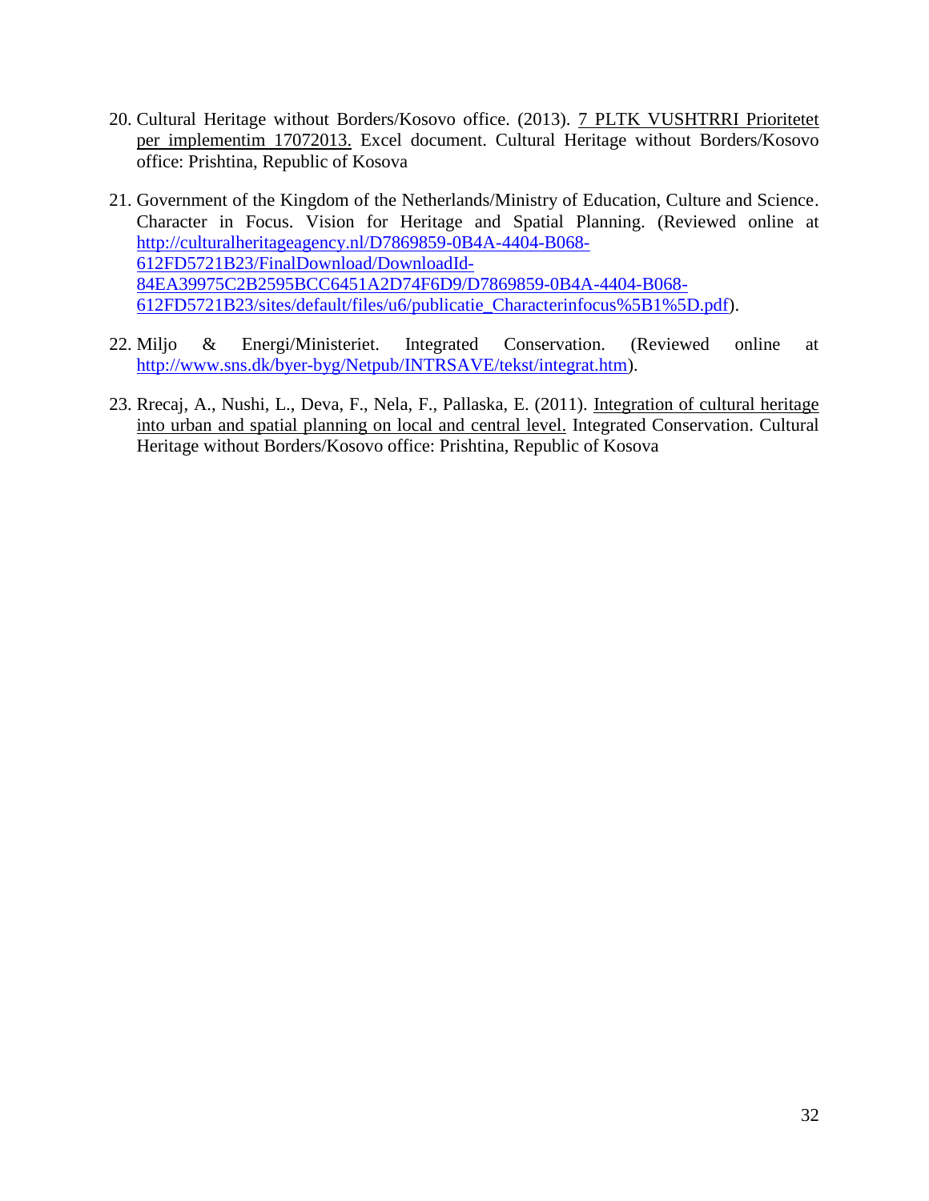20. Cultural Heritage without Borders/Kosovo office. (2013). <u>7 PLTK VUSHTRRI Prioritetet per implementim 17072013.</u> Excel document. Cultural Heritage without Borders/Kosovo office: Prishtina, Republic of Kosova

21. Government of the Kingdom of the Netherlands/Ministry of Education, Culture and Science. Character in Focus. Vision for Heritage and Spatial Planning. (Reviewed online at http://culturalheritageagency.nl/D7869859-0B4A-4404-B068-612FD5721B23/FinalDownload/DownloadId-84EA39975C2B2595BCC6451A2D74F6D9/D7869859-0B4A-4404-B068-612FD5721B23/sites/default/files/u6/publicatie_Characterinfocus%5B1%5D.pdf).

22. Miljo & Energi/Ministeriet. Integrated Conservation. (Reviewed online at http://www.sns.dk/byer-byg/Netpub/INTRSAVE/tekst/integrat.htm).

23. Rrecaj, A., Nushi, L., Deva, F., Nela, F., Pallaska, E. (2011). <u>Integration of cultural heritage into urban and spatial planning on local and central level.</u> Integrated Conservation. Cultural Heritage without Borders/Kosovo office: Prishtina, Republic of Kosova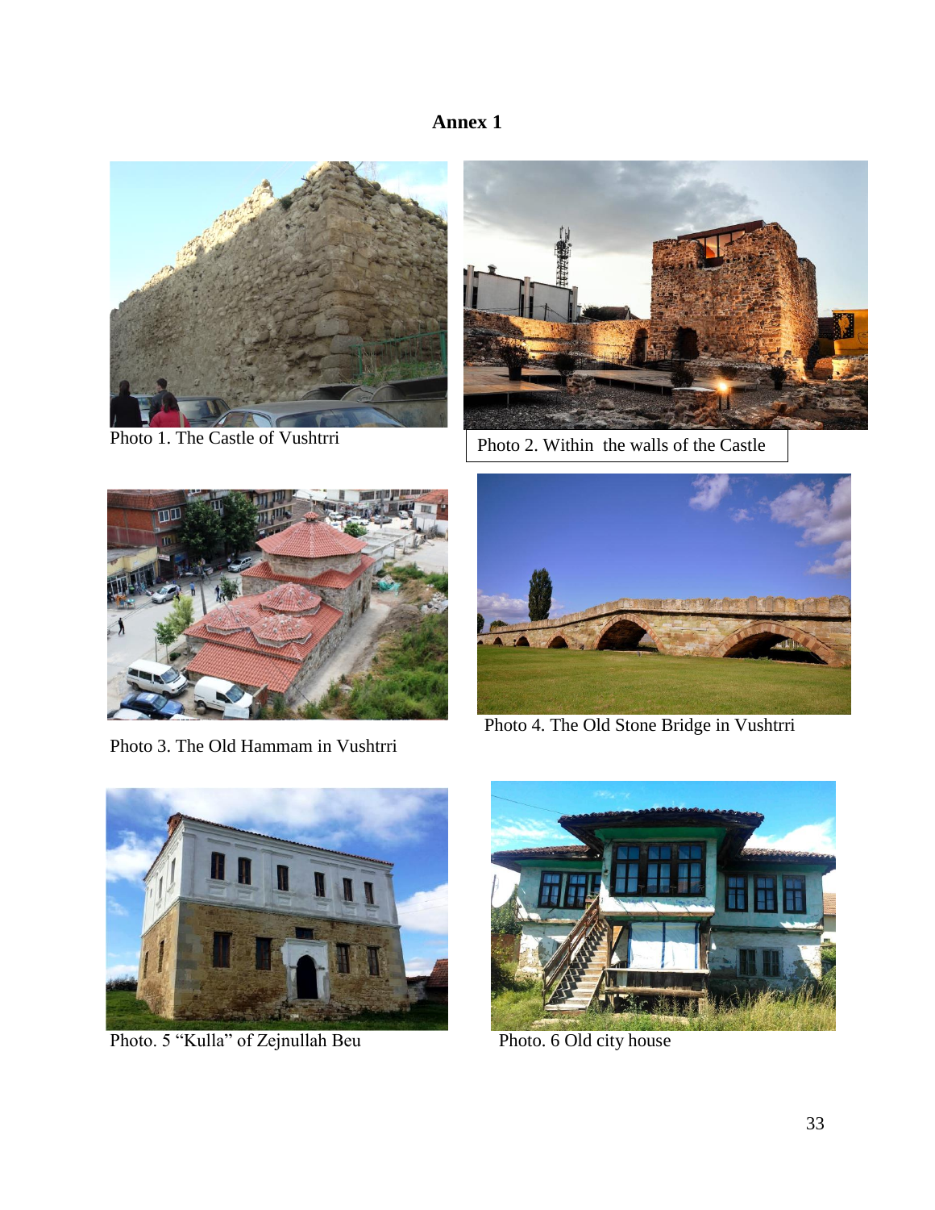# Annex 1

Photo 1. The Castle of Vushtrri

Photo 2. Within the walls of the Castle

Photo 3. The Old Hammam in Vushtrri

Photo 4. The Old Stone Bridge in Vushtrri

Photo. 5 "Kulla" of Zejnullah Beu

Photo. 6 Old city house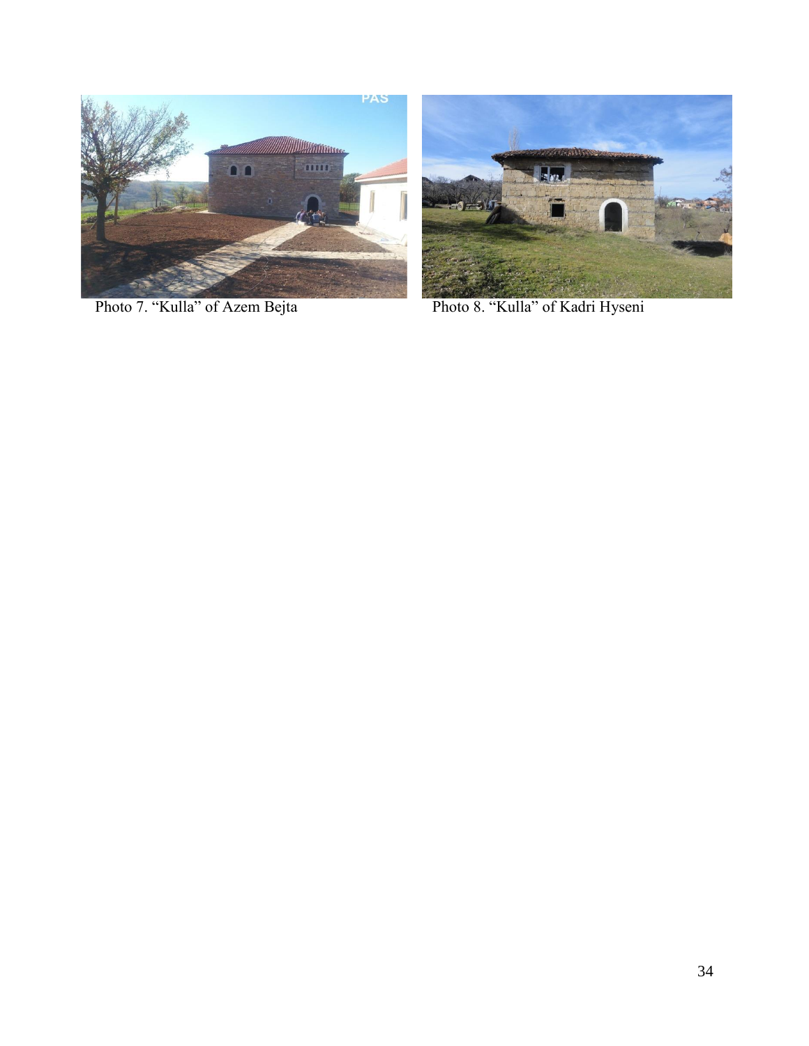Photo 7. “Kulla” of Azem Bejta

Photo 8. “Kulla” of Kadri Hyseni